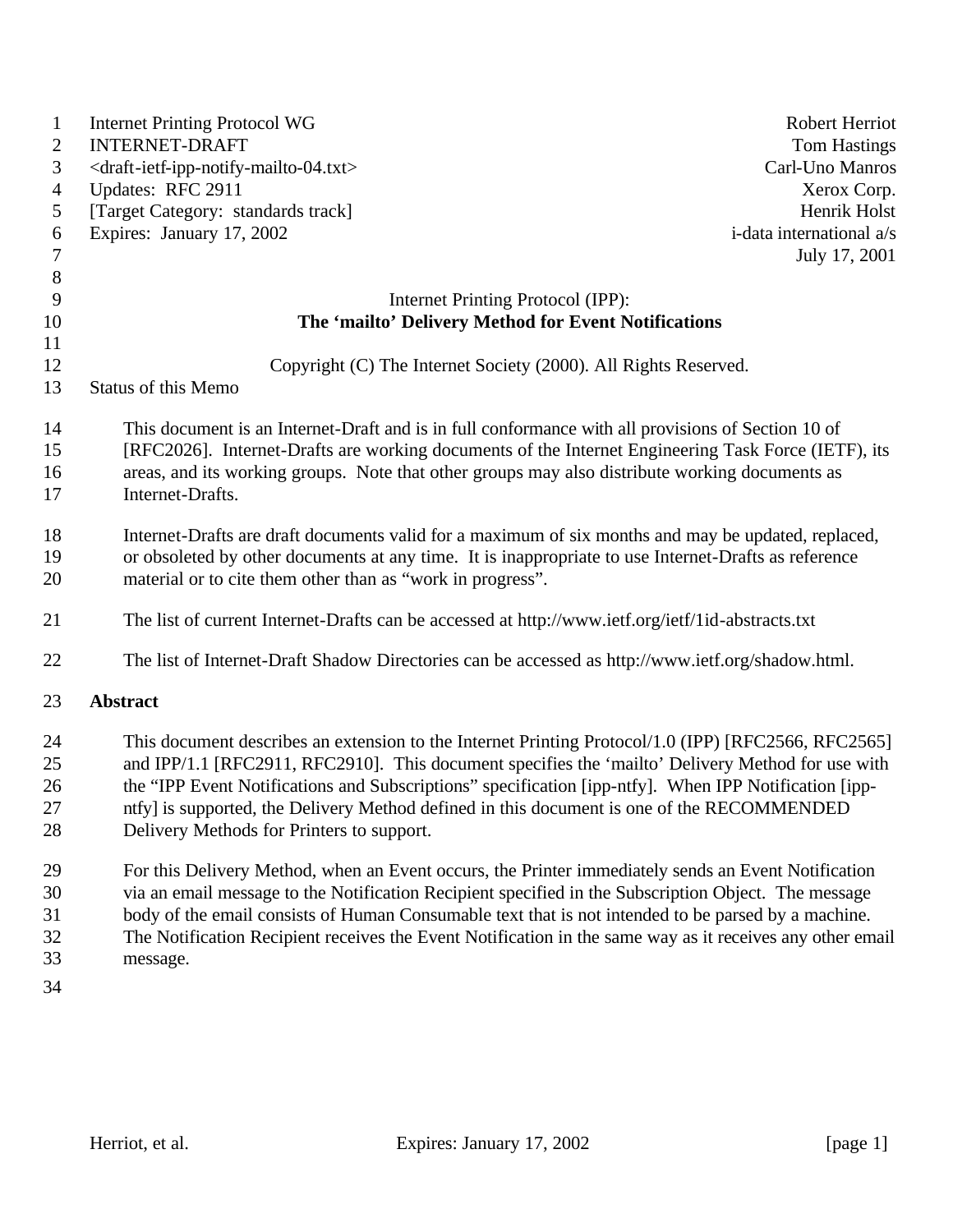Internet Printing Protocol WG
INTERNET-DRAFT
<draft-ietf-ipp-notify-mailto-04.txt>
Updates: RFC 2911
[Target Category: standards track]
Expires: January 17, 2002

Robert Herriot
Tom Hastings
Carl-Uno Manros
Xerox Corp.
Henrik Holst
i-data international a/s
July 17, 2001

# Internet Printing Protocol (IPP): **The 'mailto' Delivery Method for Event Notifications**

Copyright (C) The Internet Society (2000). All Rights Reserved.

Status of this Memo

This document is an Internet-Draft and is in full conformance with all provisions of Section 10 of [RFC2026]. Internet-Drafts are working documents of the Internet Engineering Task Force (IETF), its areas, and its working groups. Note that other groups may also distribute working documents as Internet-Drafts.

Internet-Drafts are draft documents valid for a maximum of six months and may be updated, replaced, or obsoleted by other documents at any time. It is inappropriate to use Internet-Drafts as reference material or to cite them other than as "work in progress".

The list of current Internet-Drafts can be accessed at http://www.ietf.org/ietf/1id-abstracts.txt

The list of Internet-Draft Shadow Directories can be accessed as http://www.ietf.org/shadow.html.

## Abstract

This document describes an extension to the Internet Printing Protocol/1.0 (IPP) [RFC2566, RFC2565] and IPP/1.1 [RFC2911, RFC2910]. This document specifies the 'mailto' Delivery Method for use with the "IPP Event Notifications and Subscriptions" specification [ipp-ntfy]. When IPP Notification [ipp-ntfy] is supported, the Delivery Method defined in this document is one of the RECOMMENDED Delivery Methods for Printers to support.

For this Delivery Method, when an Event occurs, the Printer immediately sends an Event Notification via an email message to the Notification Recipient specified in the Subscription Object. The message body of the email consists of Human Consumable text that is not intended to be parsed by a machine. The Notification Recipient receives the Event Notification in the same way as it receives any other email message.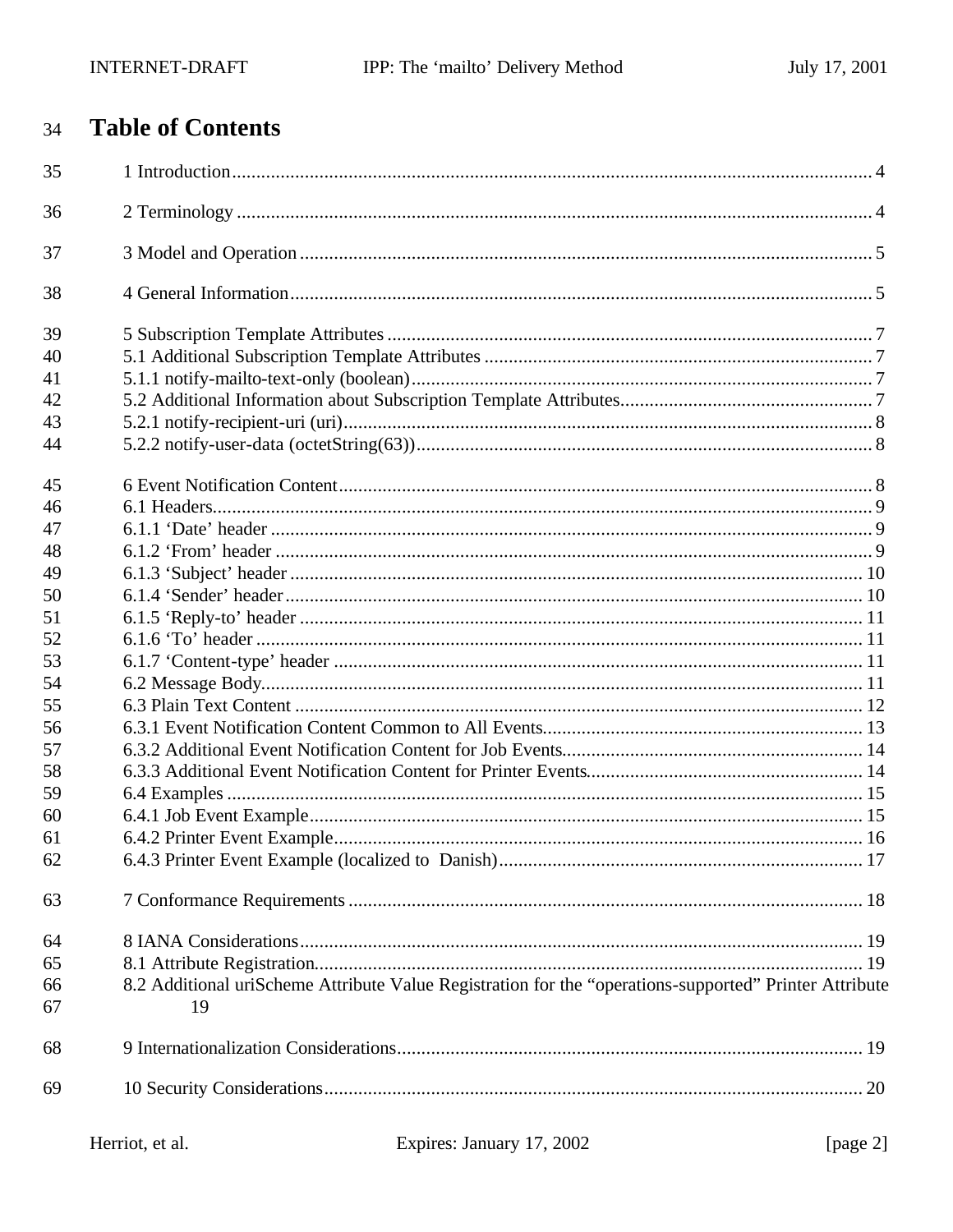# Table of Contents

1 Introduction ..... 4

2 Terminology ..... 4

3 Model and Operation ..... 5

4 General Information ..... 5

5 Subscription Template Attributes ..... 7
5.1 Additional Subscription Template Attributes ..... 7
5.1.1 notify-mailto-text-only (boolean) ..... 7
5.2 Additional Information about Subscription Template Attributes ..... 7
5.2.1 notify-recipient-uri (uri) ..... 8
5.2.2 notify-user-data (octetString(63)) ..... 8

6 Event Notification Content ..... 8
6.1 Headers ..... 9
6.1.1 'Date' header ..... 9
6.1.2 'From' header ..... 9
6.1.3 'Subject' header ..... 10
6.1.4 'Sender' header ..... 10
6.1.5 'Reply-to' header ..... 11
6.1.6 'To' header ..... 11
6.1.7 'Content-type' header ..... 11
6.2 Message Body ..... 11
6.3 Plain Text Content ..... 12
6.3.1 Event Notification Content Common to All Events ..... 13
6.3.2 Additional Event Notification Content for Job Events ..... 14
6.3.3 Additional Event Notification Content for Printer Events ..... 14
6.4 Examples ..... 15
6.4.1 Job Event Example ..... 15
6.4.2 Printer Event Example ..... 16
6.4.3 Printer Event Example (localized to Danish) ..... 17

7 Conformance Requirements ..... 18

8 IANA Considerations ..... 19
8.1 Attribute Registration ..... 19
8.2 Additional uriScheme Attribute Value Registration for the "operations-supported" Printer Attribute ..... 19

9 Internationalization Considerations ..... 19

10 Security Considerations ..... 20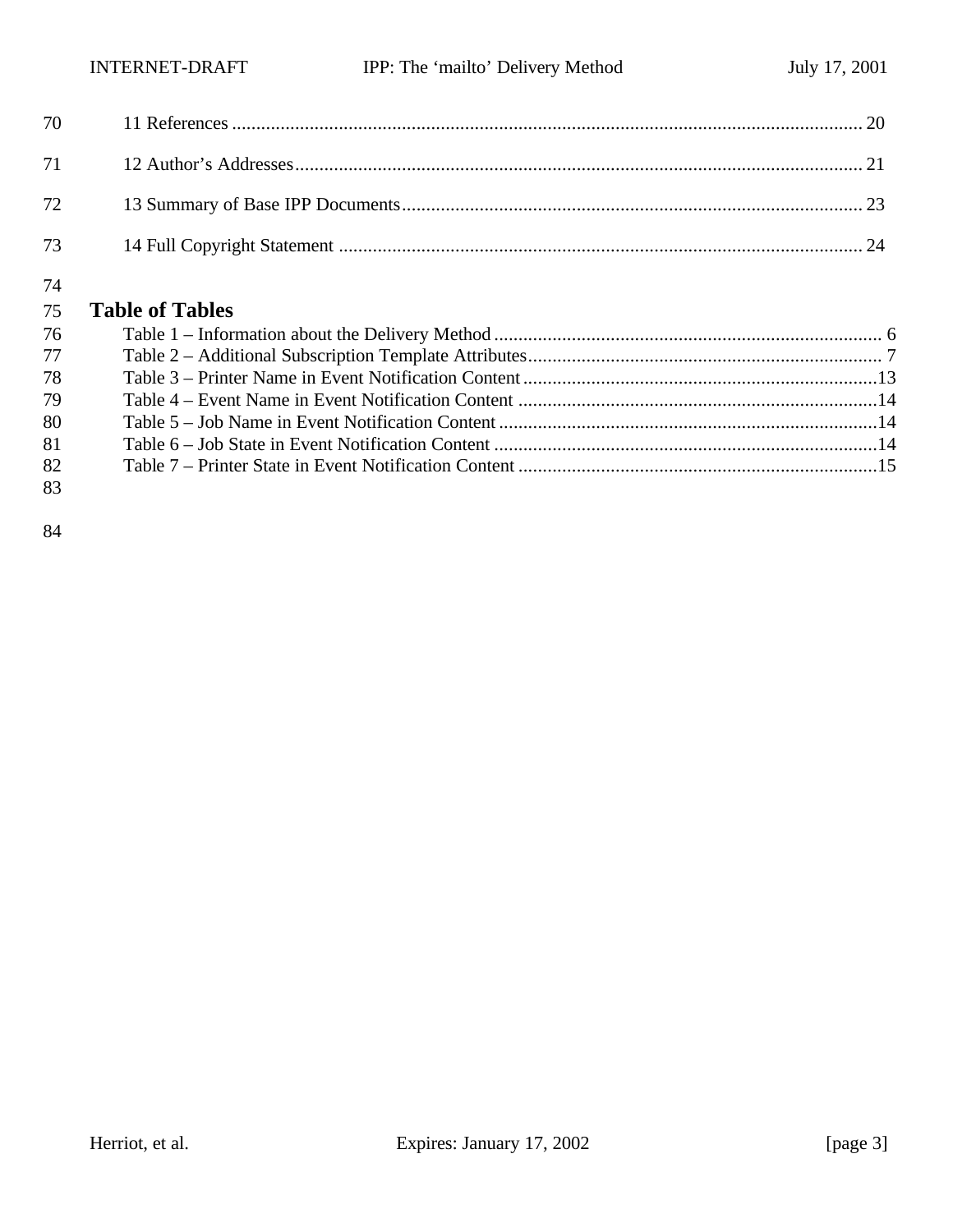11 References ........................................................................................................................ 20

12 Author's Addresses.................................................................................................................. 21

13 Summary of Base IPP Documents............................................................................................ 23

14 Full Copyright Statement ........................................................................................................ 24

## Table of Tables

Table 1 – Information about the Delivery Method ............................................................................... 6
Table 2 – Additional Subscription Template Attributes........................................................................ 7
Table 3 – Printer Name in Event Notification Content ........................................................................13
Table 4 – Event Name in Event Notification Content .........................................................................14
Table 5 – Job Name in Event Notification Content .............................................................................14
Table 6 – Job State in Event Notification Content ..............................................................................14
Table 7 – Printer State in Event Notification Content .........................................................................15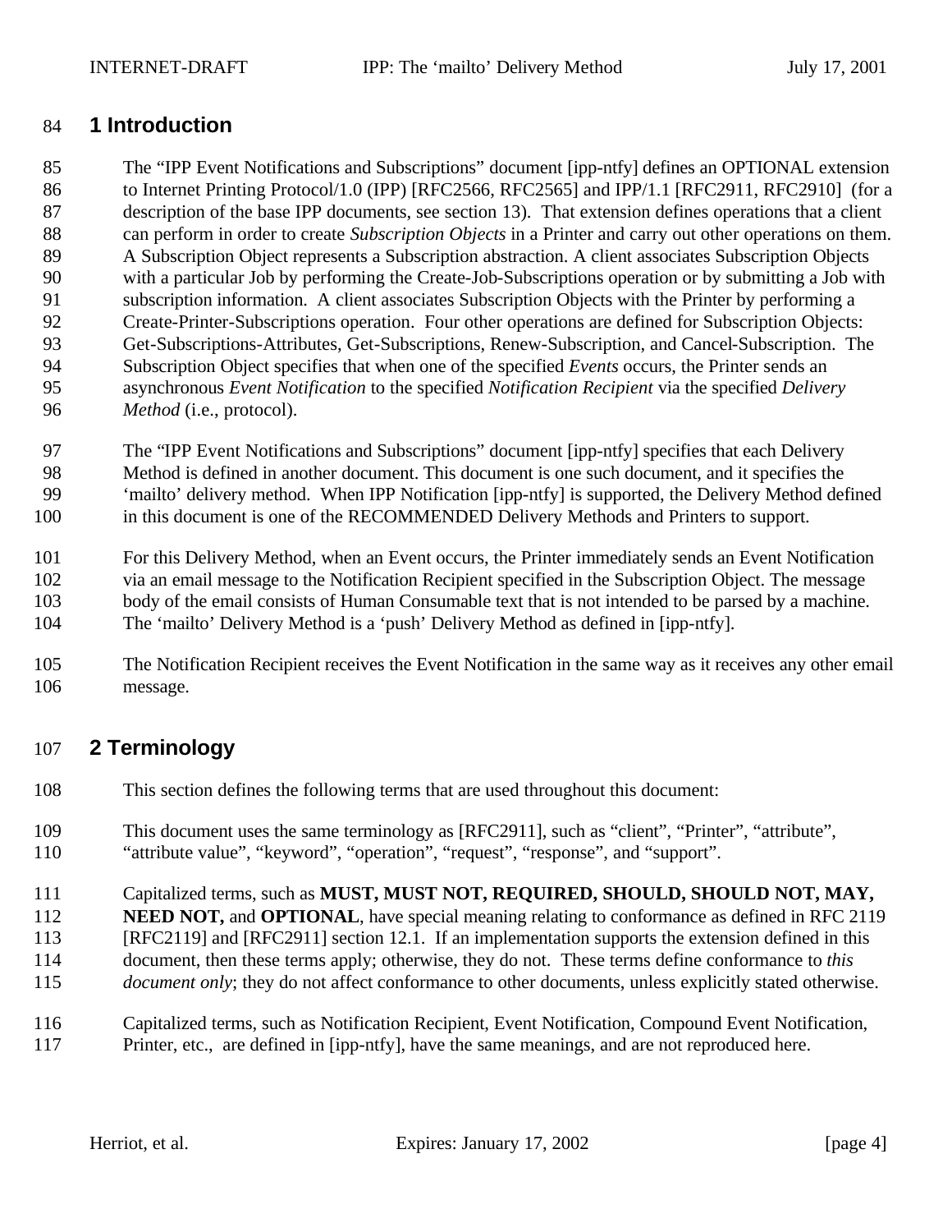# 1 Introduction

The "IPP Event Notifications and Subscriptions" document [ipp-ntfy] defines an OPTIONAL extension to Internet Printing Protocol/1.0 (IPP) [RFC2566, RFC2565] and IPP/1.1 [RFC2911, RFC2910] (for a description of the base IPP documents, see section 13). That extension defines operations that a client can perform in order to create *Subscription Objects* in a Printer and carry out other operations on them. A Subscription Object represents a Subscription abstraction. A client associates Subscription Objects with a particular Job by performing the Create-Job-Subscriptions operation or by submitting a Job with subscription information. A client associates Subscription Objects with the Printer by performing a Create-Printer-Subscriptions operation. Four other operations are defined for Subscription Objects: Get-Subscriptions-Attributes, Get-Subscriptions, Renew-Subscription, and Cancel-Subscription. The Subscription Object specifies that when one of the specified *Events* occurs, the Printer sends an asynchronous *Event Notification* to the specified *Notification Recipient* via the specified *Delivery Method* (i.e., protocol).

The "IPP Event Notifications and Subscriptions" document [ipp-ntfy] specifies that each Delivery Method is defined in another document. This document is one such document, and it specifies the 'mailto' delivery method. When IPP Notification [ipp-ntfy] is supported, the Delivery Method defined in this document is one of the RECOMMENDED Delivery Methods and Printers to support.

For this Delivery Method, when an Event occurs, the Printer immediately sends an Event Notification via an email message to the Notification Recipient specified in the Subscription Object. The message body of the email consists of Human Consumable text that is not intended to be parsed by a machine. The 'mailto' Delivery Method is a 'push' Delivery Method as defined in [ipp-ntfy].

The Notification Recipient receives the Event Notification in the same way as it receives any other email message.

# 2 Terminology

This section defines the following terms that are used throughout this document:

This document uses the same terminology as [RFC2911], such as "client", "Printer", "attribute", "attribute value", "keyword", "operation", "request", "response", and "support".

Capitalized terms, such as **MUST, MUST NOT, REQUIRED, SHOULD, SHOULD NOT, MAY, NEED NOT,** and **OPTIONAL**, have special meaning relating to conformance as defined in RFC 2119 [RFC2119] and [RFC2911] section 12.1. If an implementation supports the extension defined in this document, then these terms apply; otherwise, they do not. These terms define conformance to *this document only*; they do not affect conformance to other documents, unless explicitly stated otherwise.

Capitalized terms, such as Notification Recipient, Event Notification, Compound Event Notification, Printer, etc., are defined in [ipp-ntfy], have the same meanings, and are not reproduced here.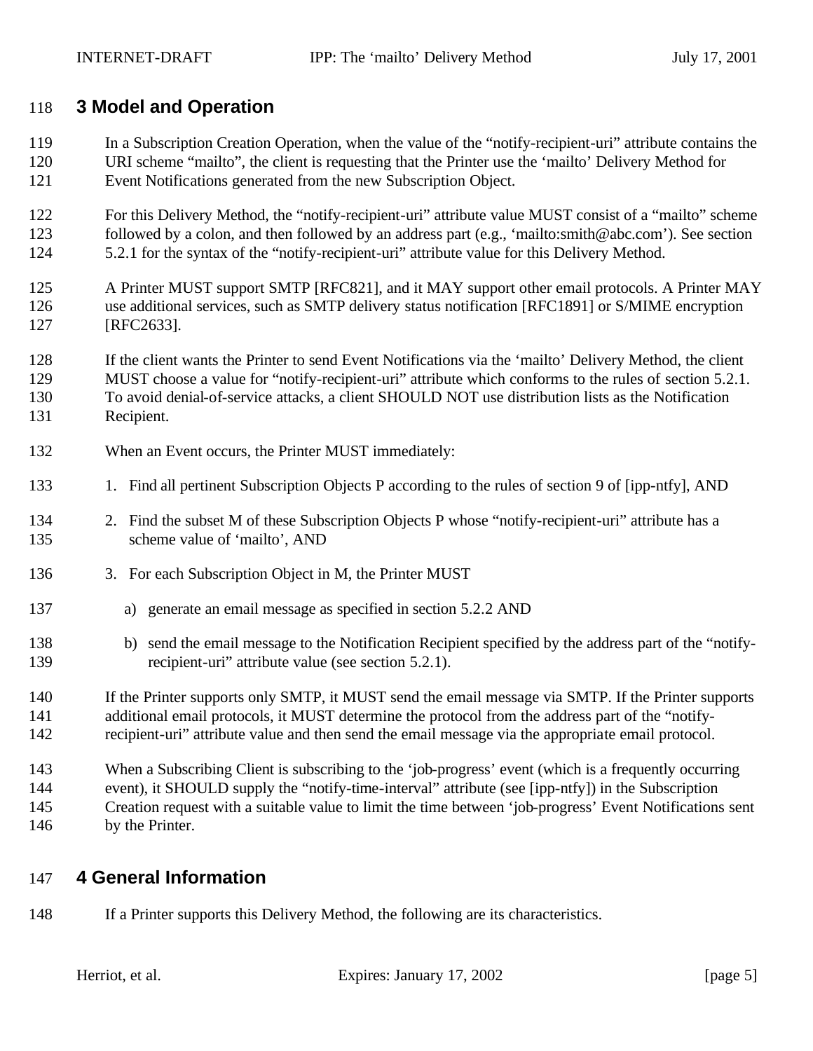## 3 Model and Operation

In a Subscription Creation Operation, when the value of the "notify-recipient-uri" attribute contains the URI scheme "mailto", the client is requesting that the Printer use the 'mailto' Delivery Method for Event Notifications generated from the new Subscription Object.

For this Delivery Method, the "notify-recipient-uri" attribute value MUST consist of a "mailto" scheme followed by a colon, and then followed by an address part (e.g., 'mailto:smith@abc.com'). See section 5.2.1 for the syntax of the "notify-recipient-uri" attribute value for this Delivery Method.

A Printer MUST support SMTP [RFC821], and it MAY support other email protocols. A Printer MAY use additional services, such as SMTP delivery status notification [RFC1891] or S/MIME encryption [RFC2633].

If the client wants the Printer to send Event Notifications via the 'mailto' Delivery Method, the client MUST choose a value for "notify-recipient-uri" attribute which conforms to the rules of section 5.2.1. To avoid denial-of-service attacks, a client SHOULD NOT use distribution lists as the Notification Recipient.

When an Event occurs, the Printer MUST immediately:

1. Find all pertinent Subscription Objects P according to the rules of section 9 of [ipp-ntfy], AND
2. Find the subset M of these Subscription Objects P whose "notify-recipient-uri" attribute has a scheme value of 'mailto', AND
3. For each Subscription Object in M, the Printer MUST
   a) generate an email message as specified in section 5.2.2 AND
   b) send the email message to the Notification Recipient specified by the address part of the "notify-recipient-uri" attribute value (see section 5.2.1).

If the Printer supports only SMTP, it MUST send the email message via SMTP. If the Printer supports additional email protocols, it MUST determine the protocol from the address part of the "notify-recipient-uri" attribute value and then send the email message via the appropriate email protocol.

When a Subscribing Client is subscribing to the 'job-progress' event (which is a frequently occurring event), it SHOULD supply the "notify-time-interval" attribute (see [ipp-ntfy]) in the Subscription Creation request with a suitable value to limit the time between 'job-progress' Event Notifications sent by the Printer.

## 4 General Information

If a Printer supports this Delivery Method, the following are its characteristics.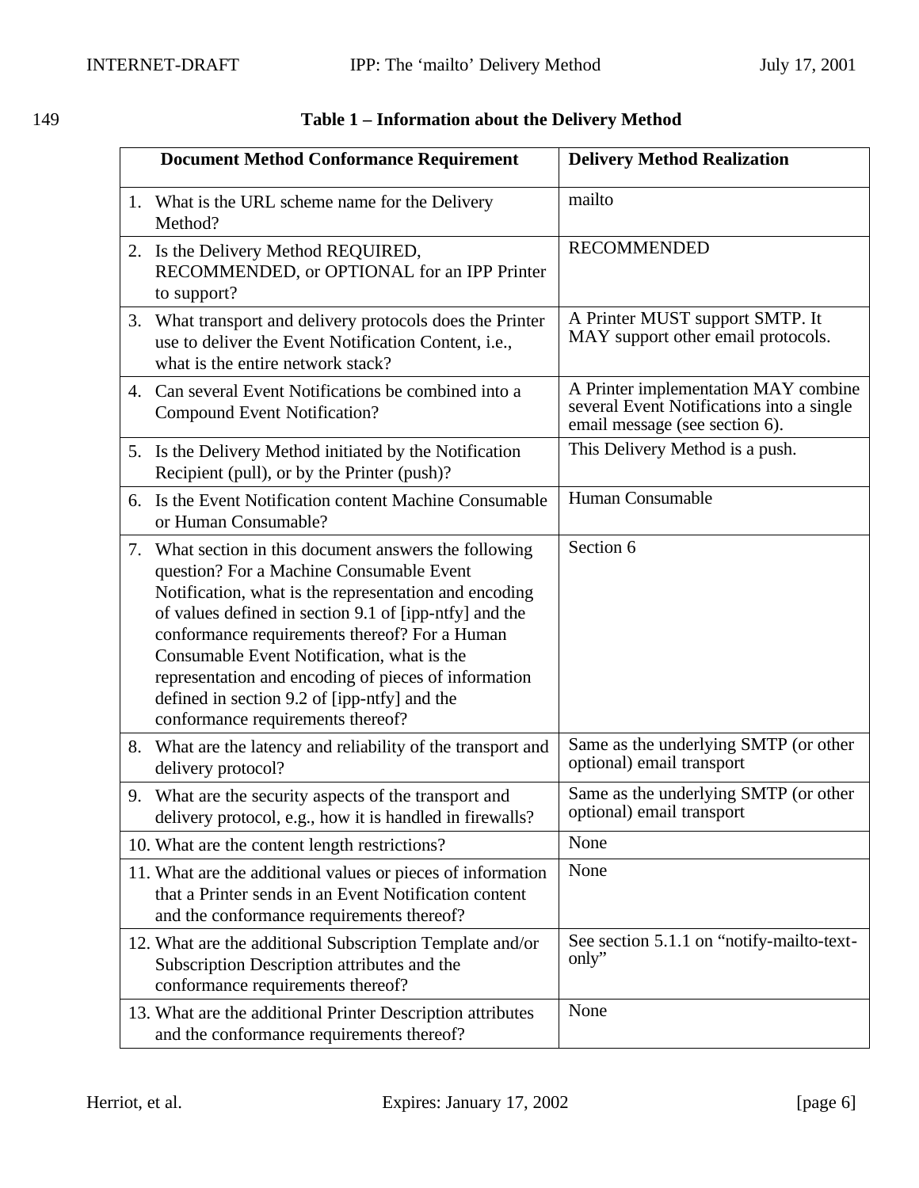Table 1 – Information about the Delivery Method

| Document Method Conformance Requirement | Delivery Method Realization |
|---|---|
| 1. What is the URL scheme name for the Delivery Method? | mailto |
| 2. Is the Delivery Method REQUIRED, RECOMMENDED, or OPTIONAL for an IPP Printer to support? | RECOMMENDED |
| 3. What transport and delivery protocols does the Printer use to deliver the Event Notification Content, i.e., what is the entire network stack? | A Printer MUST support SMTP. It MAY support other email protocols. |
| 4. Can several Event Notifications be combined into a Compound Event Notification? | A Printer implementation MAY combine several Event Notifications into a single email message (see section 6). |
| 5. Is the Delivery Method initiated by the Notification Recipient (pull), or by the Printer (push)? | This Delivery Method is a push. |
| 6. Is the Event Notification content Machine Consumable or Human Consumable? | Human Consumable |
| 7. What section in this document answers the following question? For a Machine Consumable Event Notification, what is the representation and encoding of values defined in section 9.1 of [ipp-ntfy] and the conformance requirements thereof? For a Human Consumable Event Notification, what is the representation and encoding of pieces of information defined in section 9.2 of [ipp-ntfy] and the conformance requirements thereof? | Section 6 |
| 8. What are the latency and reliability of the transport and delivery protocol? | Same as the underlying SMTP (or other optional) email transport |
| 9. What are the security aspects of the transport and delivery protocol, e.g., how it is handled in firewalls? | Same as the underlying SMTP (or other optional) email transport |
| 10. What are the content length restrictions? | None |
| 11. What are the additional values or pieces of information that a Printer sends in an Event Notification content and the conformance requirements thereof? | None |
| 12. What are the additional Subscription Template and/or Subscription Description attributes and the conformance requirements thereof? | See section 5.1.1 on "notify-mailto-text-only" |
| 13. What are the additional Printer Description attributes and the conformance requirements thereof? | None |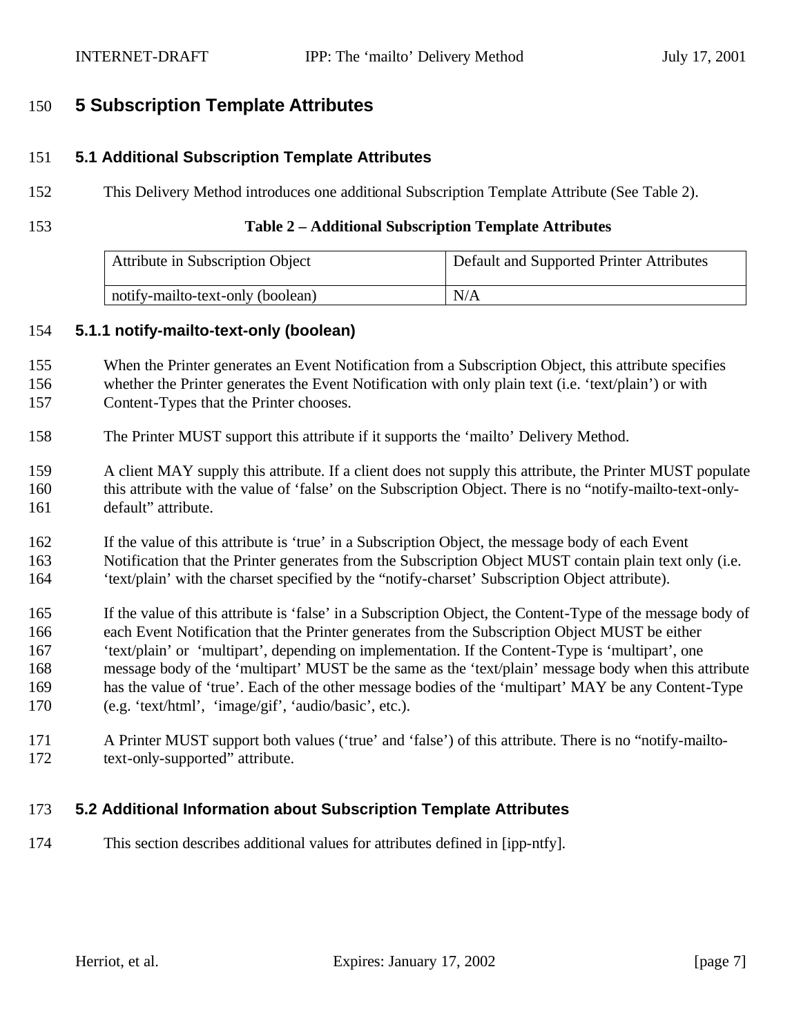# 5 Subscription Template Attributes

## 5.1 Additional Subscription Template Attributes

This Delivery Method introduces one additional Subscription Template Attribute (See Table 2).

**Table 2 – Additional Subscription Template Attributes**

| Attribute in Subscription Object | Default and Supported Printer Attributes |
| --- | --- |
| notify-mailto-text-only (boolean) | N/A |

### 5.1.1 notify-mailto-text-only (boolean)

When the Printer generates an Event Notification from a Subscription Object, this attribute specifies whether the Printer generates the Event Notification with only plain text (i.e. 'text/plain') or with Content-Types that the Printer chooses.

The Printer MUST support this attribute if it supports the 'mailto' Delivery Method.

A client MAY supply this attribute. If a client does not supply this attribute, the Printer MUST populate this attribute with the value of 'false' on the Subscription Object. There is no "notify-mailto-text-only-default" attribute.

If the value of this attribute is 'true' in a Subscription Object, the message body of each Event Notification that the Printer generates from the Subscription Object MUST contain plain text only (i.e. 'text/plain' with the charset specified by the "notify-charset' Subscription Object attribute).

If the value of this attribute is 'false' in a Subscription Object, the Content-Type of the message body of each Event Notification that the Printer generates from the Subscription Object MUST be either 'text/plain' or 'multipart', depending on implementation. If the Content-Type is 'multipart', one message body of the 'multipart' MUST be the same as the 'text/plain' message body when this attribute has the value of 'true'. Each of the other message bodies of the 'multipart' MAY be any Content-Type (e.g. 'text/html', 'image/gif', 'audio/basic', etc.).

A Printer MUST support both values ('true' and 'false') of this attribute. There is no "notify-mailto-text-only-supported" attribute.

## 5.2 Additional Information about Subscription Template Attributes

This section describes additional values for attributes defined in [ipp-ntfy].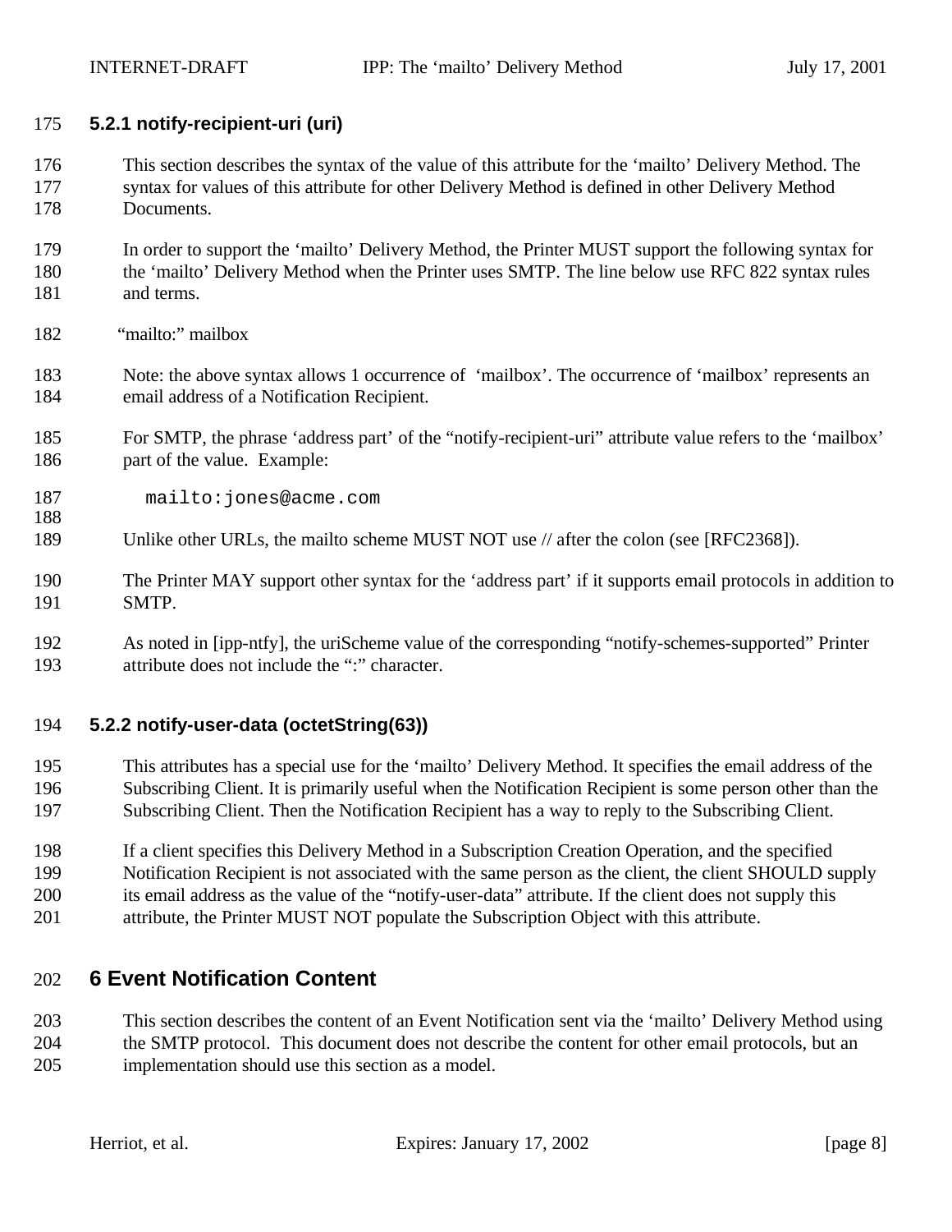### 5.2.1 notify-recipient-uri (uri)

This section describes the syntax of the value of this attribute for the 'mailto' Delivery Method. The syntax for values of this attribute for other Delivery Method is defined in other Delivery Method Documents.

In order to support the 'mailto' Delivery Method, the Printer MUST support the following syntax for the 'mailto' Delivery Method when the Printer uses SMTP. The line below use RFC 822 syntax rules and terms.

"mailto:" mailbox

Note: the above syntax allows 1 occurrence of 'mailbox'. The occurrence of 'mailbox' represents an email address of a Notification Recipient.

For SMTP, the phrase 'address part' of the "notify-recipient-uri" attribute value refers to the 'mailbox' part of the value. Example:

```
mailto:jones@acme.com
```

Unlike other URLs, the mailto scheme MUST NOT use // after the colon (see [RFC2368]).

The Printer MAY support other syntax for the 'address part' if it supports email protocols in addition to SMTP.

As noted in [ipp-ntfy], the uriScheme value of the corresponding "notify-schemes-supported" Printer attribute does not include the ":" character.

### 5.2.2 notify-user-data (octetString(63))

This attributes has a special use for the 'mailto' Delivery Method. It specifies the email address of the Subscribing Client. It is primarily useful when the Notification Recipient is some person other than the Subscribing Client. Then the Notification Recipient has a way to reply to the Subscribing Client.

If a client specifies this Delivery Method in a Subscription Creation Operation, and the specified Notification Recipient is not associated with the same person as the client, the client SHOULD supply its email address as the value of the "notify-user-data" attribute. If the client does not supply this attribute, the Printer MUST NOT populate the Subscription Object with this attribute.

## 6 Event Notification Content

This section describes the content of an Event Notification sent via the 'mailto' Delivery Method using the SMTP protocol. This document does not describe the content for other email protocols, but an implementation should use this section as a model.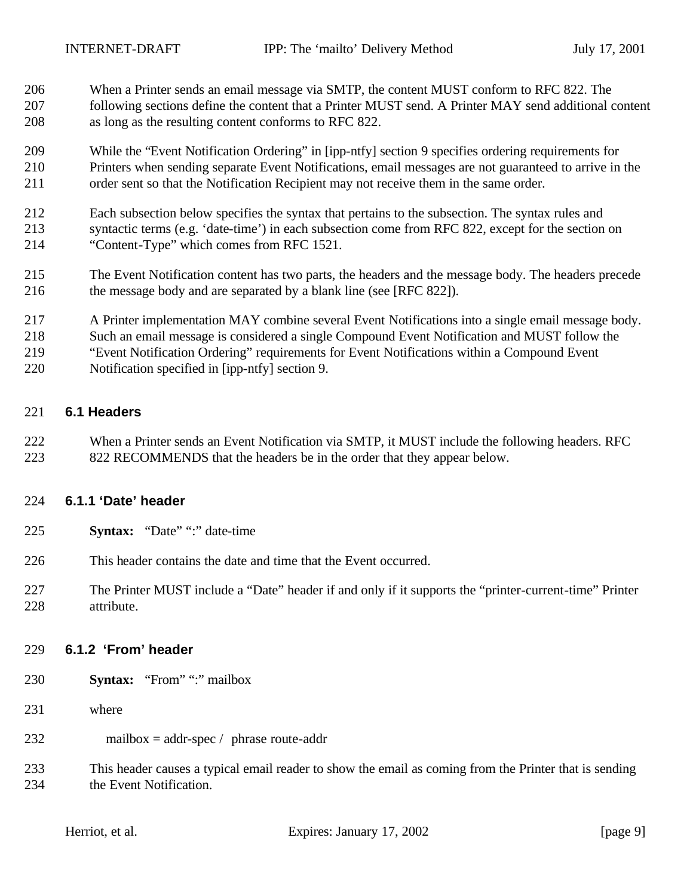When a Printer sends an email message via SMTP, the content MUST conform to RFC 822. The following sections define the content that a Printer MUST send. A Printer MAY send additional content as long as the resulting content conforms to RFC 822.

While the “Event Notification Ordering” in [ipp-ntfy] section 9 specifies ordering requirements for Printers when sending separate Event Notifications, email messages are not guaranteed to arrive in the order sent so that the Notification Recipient may not receive them in the same order.

Each subsection below specifies the syntax that pertains to the subsection. The syntax rules and syntactic terms (e.g. ‘date-time’) in each subsection come from RFC 822, except for the section on “Content-Type” which comes from RFC 1521.

The Event Notification content has two parts, the headers and the message body. The headers precede the message body and are separated by a blank line (see [RFC 822]).

A Printer implementation MAY combine several Event Notifications into a single email message body. Such an email message is considered a single Compound Event Notification and MUST follow the “Event Notification Ordering” requirements for Event Notifications within a Compound Event Notification specified in [ipp-ntfy] section 9.

### 6.1 Headers

When a Printer sends an Event Notification via SMTP, it MUST include the following headers. RFC 822 RECOMMENDS that the headers be in the order that they appear below.

#### 6.1.1 ‘Date’ header

**Syntax:** “Date” “:” date-time

This header contains the date and time that the Event occurred.

The Printer MUST include a “Date” header if and only if it supports the “printer-current-time” Printer attribute.

#### 6.1.2 ‘From’ header

**Syntax:** “From” “:” mailbox

where

mailbox = addr-spec / phrase route-addr

This header causes a typical email reader to show the email as coming from the Printer that is sending the Event Notification.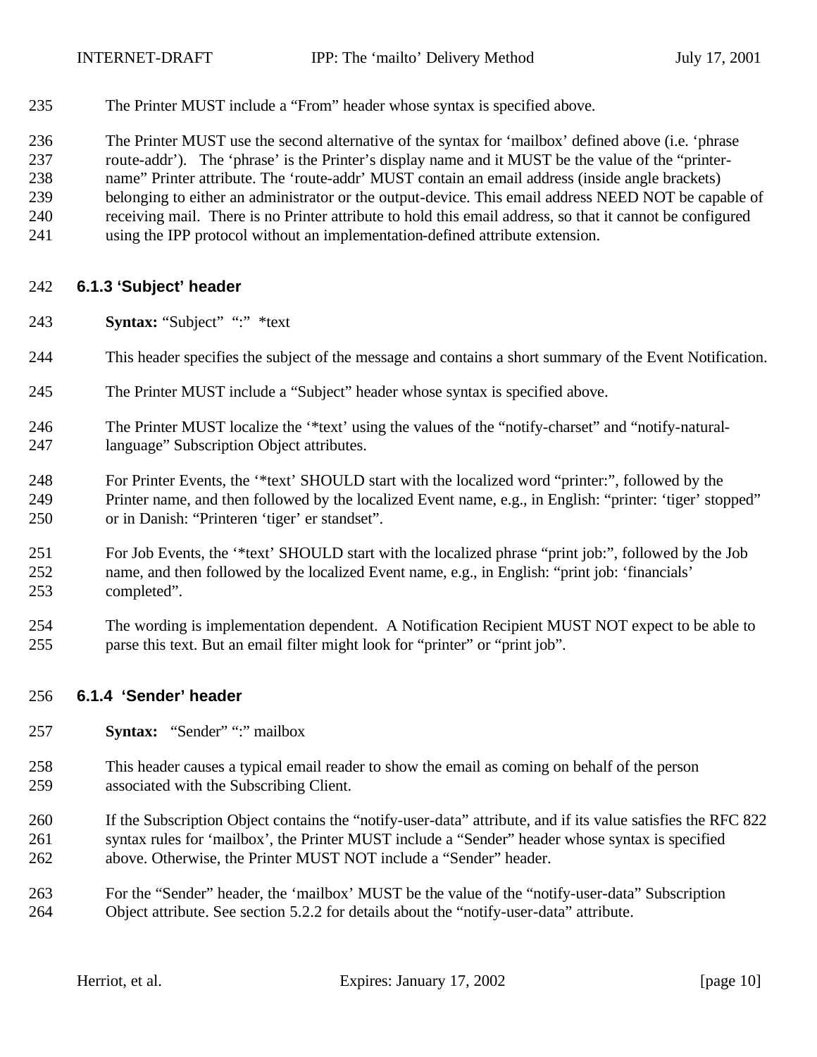The Printer MUST include a "From" header whose syntax is specified above.

The Printer MUST use the second alternative of the syntax for 'mailbox' defined above (i.e. 'phrase route-addr'). The 'phrase' is the Printer's display name and it MUST be the value of the "printer-name" Printer attribute. The 'route-addr' MUST contain an email address (inside angle brackets) belonging to either an administrator or the output-device. This email address NEED NOT be capable of receiving mail. There is no Printer attribute to hold this email address, so that it cannot be configured using the IPP protocol without an implementation-defined attribute extension.

### 6.1.3 'Subject' header

**Syntax:** "Subject" ":" *text

This header specifies the subject of the message and contains a short summary of the Event Notification.

The Printer MUST include a "Subject" header whose syntax is specified above.

The Printer MUST localize the '*text' using the values of the "notify-charset" and "notify-natural-language" Subscription Object attributes.

For Printer Events, the '*text' SHOULD start with the localized word "printer:", followed by the Printer name, and then followed by the localized Event name, e.g., in English: "printer: 'tiger' stopped" or in Danish: "Printeren 'tiger' er standset".

For Job Events, the '*text' SHOULD start with the localized phrase "print job:", followed by the Job name, and then followed by the localized Event name, e.g., in English: "print job: 'financials' completed".

The wording is implementation dependent. A Notification Recipient MUST NOT expect to be able to parse this text. But an email filter might look for "printer" or "print job".

### 6.1.4 'Sender' header

**Syntax:** "Sender" ":" mailbox

This header causes a typical email reader to show the email as coming on behalf of the person associated with the Subscribing Client.

If the Subscription Object contains the "notify-user-data" attribute, and if its value satisfies the RFC 822 syntax rules for 'mailbox', the Printer MUST include a "Sender" header whose syntax is specified above. Otherwise, the Printer MUST NOT include a "Sender" header.

For the "Sender" header, the 'mailbox' MUST be the value of the "notify-user-data" Subscription Object attribute. See section 5.2.2 for details about the "notify-user-data" attribute.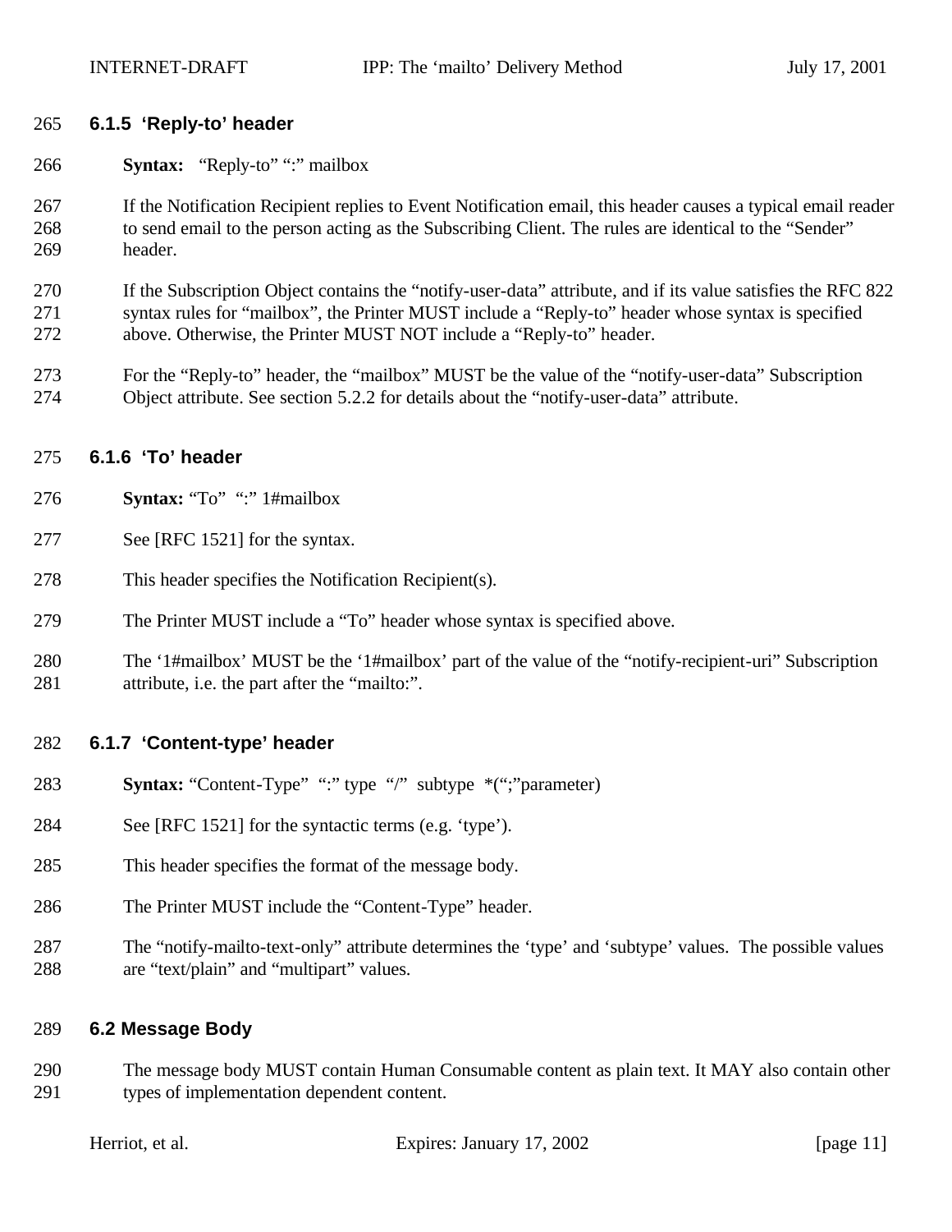### 6.1.5 'Reply-to' header

**Syntax:** "Reply-to" ":" mailbox

If the Notification Recipient replies to Event Notification email, this header causes a typical email reader to send email to the person acting as the Subscribing Client. The rules are identical to the "Sender" header.

If the Subscription Object contains the "notify-user-data" attribute, and if its value satisfies the RFC 822 syntax rules for "mailbox", the Printer MUST include a "Reply-to" header whose syntax is specified above. Otherwise, the Printer MUST NOT include a "Reply-to" header.

For the "Reply-to" header, the "mailbox" MUST be the value of the "notify-user-data" Subscription Object attribute. See section 5.2.2 for details about the "notify-user-data" attribute.

### 6.1.6 'To' header

**Syntax:** "To" ":" 1#mailbox

See [RFC 1521] for the syntax.

This header specifies the Notification Recipient(s).

The Printer MUST include a "To" header whose syntax is specified above.

The '1#mailbox' MUST be the '1#mailbox' part of the value of the "notify-recipient-uri" Subscription attribute, i.e. the part after the "mailto:".

### 6.1.7 'Content-type' header

**Syntax:** "Content-Type" ":" type "/" subtype *(";"parameter)

See [RFC 1521] for the syntactic terms (e.g. 'type').

This header specifies the format of the message body.

The Printer MUST include the "Content-Type" header.

The "notify-mailto-text-only" attribute determines the 'type' and 'subtype' values. The possible values are "text/plain" and "multipart" values.

## 6.2 Message Body

The message body MUST contain Human Consumable content as plain text. It MAY also contain other types of implementation dependent content.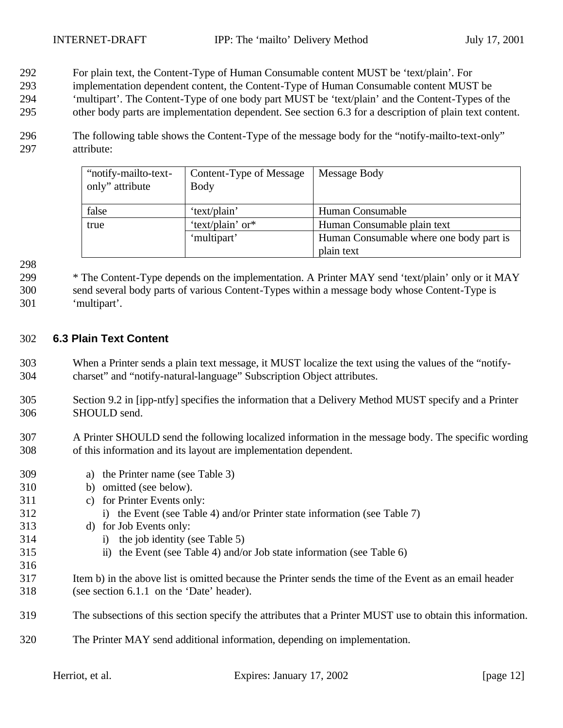For plain text, the Content-Type of Human Consumable content MUST be ‘text/plain’. For implementation dependent content, the Content-Type of Human Consumable content MUST be ‘multipart’. The Content-Type of one body part MUST be ‘text/plain’ and the Content-Types of the other body parts are implementation dependent. See section 6.3 for a description of plain text content.

The following table shows the Content-Type of the message body for the “notify-mailto-text-only” attribute:

| “notify-mailto-text-only” attribute | Content-Type of Message Body | Message Body |
|---|---|---|
| false | ‘text/plain’ | Human Consumable |
| true | ‘text/plain’ or* | Human Consumable plain text |
| | ‘multipart’ | Human Consumable where one body part is plain text |

* The Content-Type depends on the implementation. A Printer MAY send ‘text/plain’ only or it MAY send several body parts of various Content-Types within a message body whose Content-Type is ‘multipart’.

### 6.3 Plain Text Content

When a Printer sends a plain text message, it MUST localize the text using the values of the “notify-charset” and “notify-natural-language” Subscription Object attributes.

Section 9.2 in [ipp-ntfy] specifies the information that a Delivery Method MUST specify and a Printer SHOULD send.

A Printer SHOULD send the following localized information in the message body. The specific wording of this information and its layout are implementation dependent.

a) the Printer name (see Table 3)
b) omitted (see below).
c) for Printer Events only:
   i) the Event (see Table 4) and/or Printer state information (see Table 7)
d) for Job Events only:
   i) the job identity (see Table 5)
   ii) the Event (see Table 4) and/or Job state information (see Table 6)

Item b) in the above list is omitted because the Printer sends the time of the Event as an email header (see section 6.1.1 on the ‘Date’ header).

The subsections of this section specify the attributes that a Printer MUST use to obtain this information.

The Printer MAY send additional information, depending on implementation.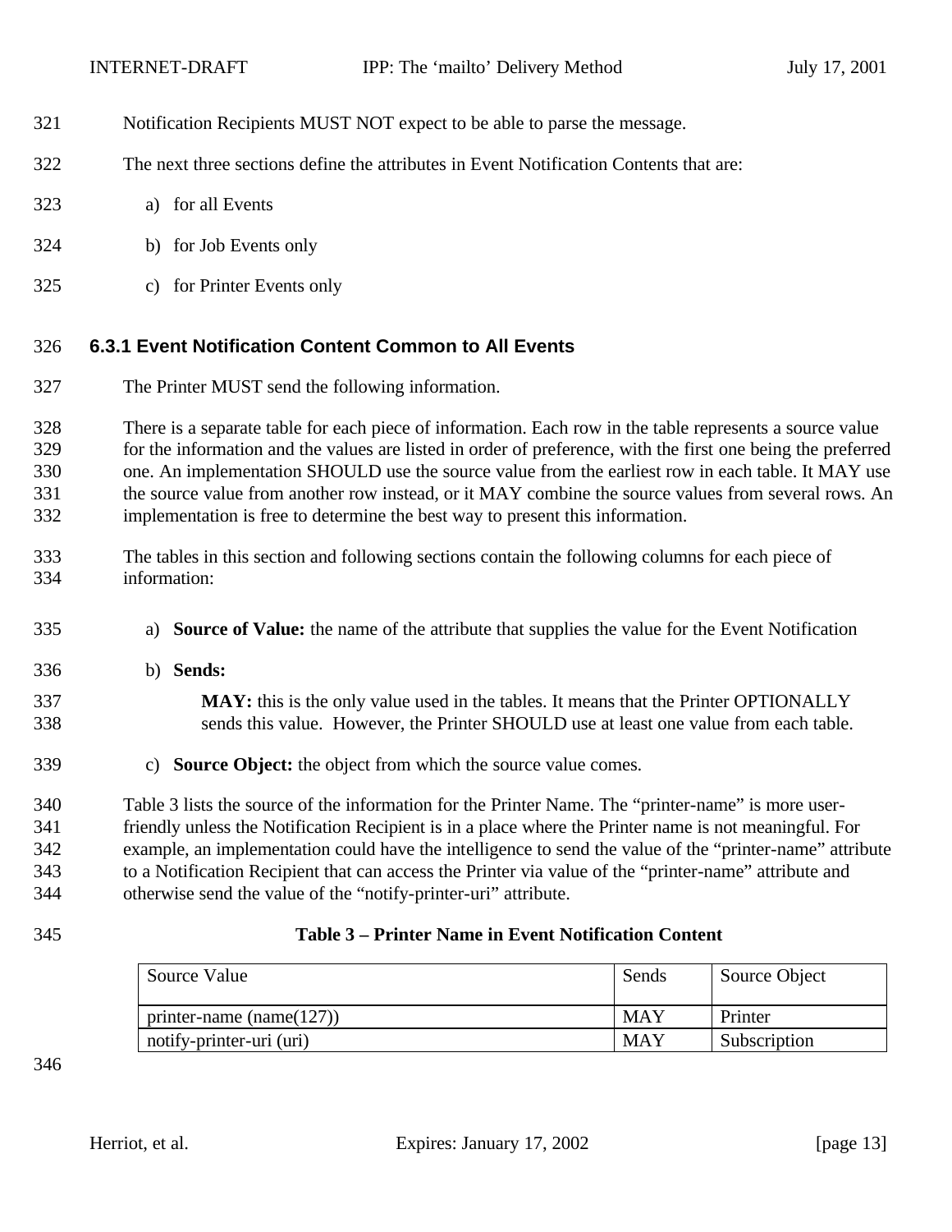Notification Recipients MUST NOT expect to be able to parse the message.

The next three sections define the attributes in Event Notification Contents that are:

a) for all Events

b) for Job Events only

c) for Printer Events only

### 6.3.1 Event Notification Content Common to All Events

The Printer MUST send the following information.

There is a separate table for each piece of information. Each row in the table represents a source value for the information and the values are listed in order of preference, with the first one being the preferred one. An implementation SHOULD use the source value from the earliest row in each table. It MAY use the source value from another row instead, or it MAY combine the source values from several rows. An implementation is free to determine the best way to present this information.

The tables in this section and following sections contain the following columns for each piece of information:

a) **Source of Value:** the name of the attribute that supplies the value for the Event Notification

b) **Sends:**

   **MAY:** this is the only value used in the tables. It means that the Printer OPTIONALLY sends this value. However, the Printer SHOULD use at least one value from each table.

c) **Source Object:** the object from which the source value comes.

Table 3 lists the source of the information for the Printer Name. The "printer-name" is more user-friendly unless the Notification Recipient is in a place where the Printer name is not meaningful. For example, an implementation could have the intelligence to send the value of the "printer-name" attribute to a Notification Recipient that can access the Printer via value of the "printer-name" attribute and otherwise send the value of the "notify-printer-uri" attribute.

**Table 3 – Printer Name in Event Notification Content**

| Source Value | Sends | Source Object |
|---|---|---|
| printer-name (name(127)) | MAY | Printer |
| notify-printer-uri (uri) | MAY | Subscription |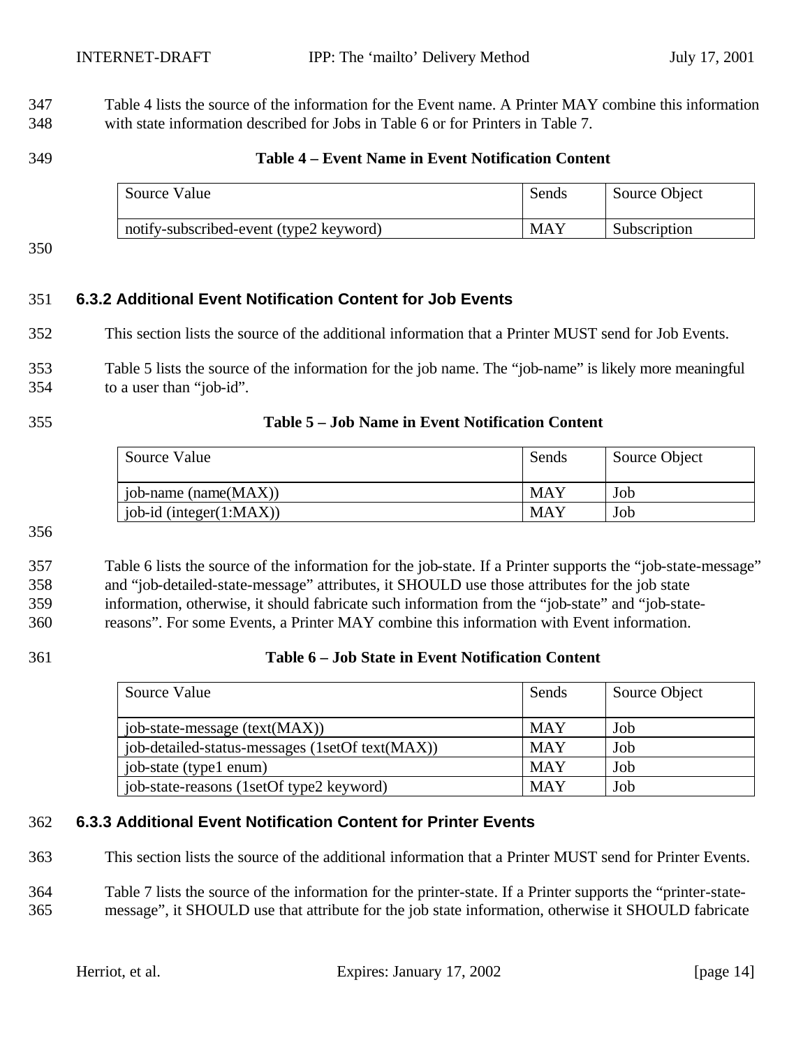Table 4 lists the source of the information for the Event name. A Printer MAY combine this information with state information described for Jobs in Table 6 or for Printers in Table 7.

**Table 4 – Event Name in Event Notification Content**

| Source Value | Sends | Source Object |
| --- | --- | --- |
| notify-subscribed-event (type2 keyword) | MAY | Subscription |

### 6.3.2 Additional Event Notification Content for Job Events

This section lists the source of the additional information that a Printer MUST send for Job Events.

Table 5 lists the source of the information for the job name. The "job-name" is likely more meaningful to a user than "job-id".

**Table 5 – Job Name in Event Notification Content**

| Source Value | Sends | Source Object |
| --- | --- | --- |
| job-name (name(MAX)) | MAY | Job |
| job-id (integer(1:MAX)) | MAY | Job |

Table 6 lists the source of the information for the job-state. If a Printer supports the "job-state-message" and "job-detailed-state-message" attributes, it SHOULD use those attributes for the job state information, otherwise, it should fabricate such information from the "job-state" and "job-state-reasons". For some Events, a Printer MAY combine this information with Event information.

**Table 6 – Job State in Event Notification Content**

| Source Value | Sends | Source Object |
| --- | --- | --- |
| job-state-message (text(MAX)) | MAY | Job |
| job-detailed-status-messages (1setOf text(MAX)) | MAY | Job |
| job-state (type1 enum) | MAY | Job |
| job-state-reasons (1setOf type2 keyword) | MAY | Job |

### 6.3.3 Additional Event Notification Content for Printer Events

This section lists the source of the additional information that a Printer MUST send for Printer Events.

Table 7 lists the source of the information for the printer-state. If a Printer supports the "printer-state-message", it SHOULD use that attribute for the job state information, otherwise it SHOULD fabricate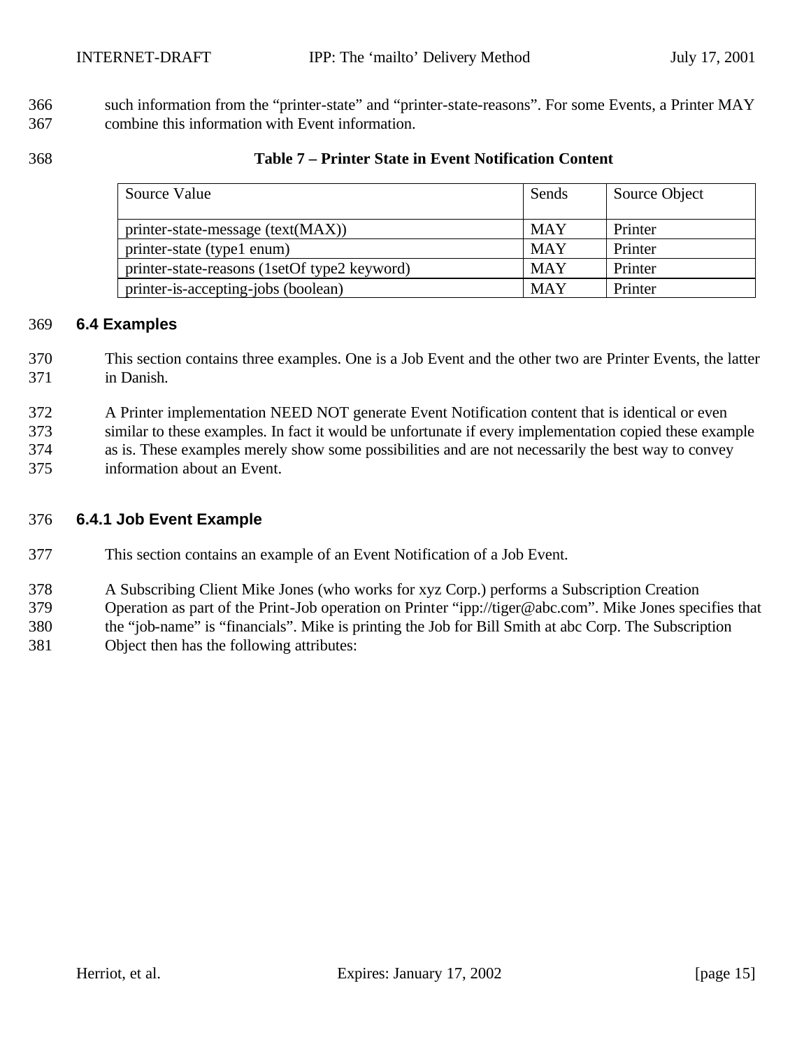such information from the “printer-state” and “printer-state-reasons”. For some Events, a Printer MAY combine this information with Event information.

**Table 7 – Printer State in Event Notification Content**

| Source Value | Sends | Source Object |
|---|---|---|
| printer-state-message (text(MAX)) | MAY | Printer |
| printer-state (type1 enum) | MAY | Printer |
| printer-state-reasons (1setOf type2 keyword) | MAY | Printer |
| printer-is-accepting-jobs (boolean) | MAY | Printer |

## 6.4 Examples

This section contains three examples. One is a Job Event and the other two are Printer Events, the latter in Danish.

A Printer implementation NEED NOT generate Event Notification content that is identical or even similar to these examples. In fact it would be unfortunate if every implementation copied these example as is. These examples merely show some possibilities and are not necessarily the best way to convey information about an Event.

### 6.4.1 Job Event Example

This section contains an example of an Event Notification of a Job Event.

A Subscribing Client Mike Jones (who works for xyz Corp.) performs a Subscription Creation Operation as part of the Print-Job operation on Printer “ipp://tiger@abc.com”. Mike Jones specifies that the “job-name” is “financials”. Mike is printing the Job for Bill Smith at abc Corp. The Subscription Object then has the following attributes: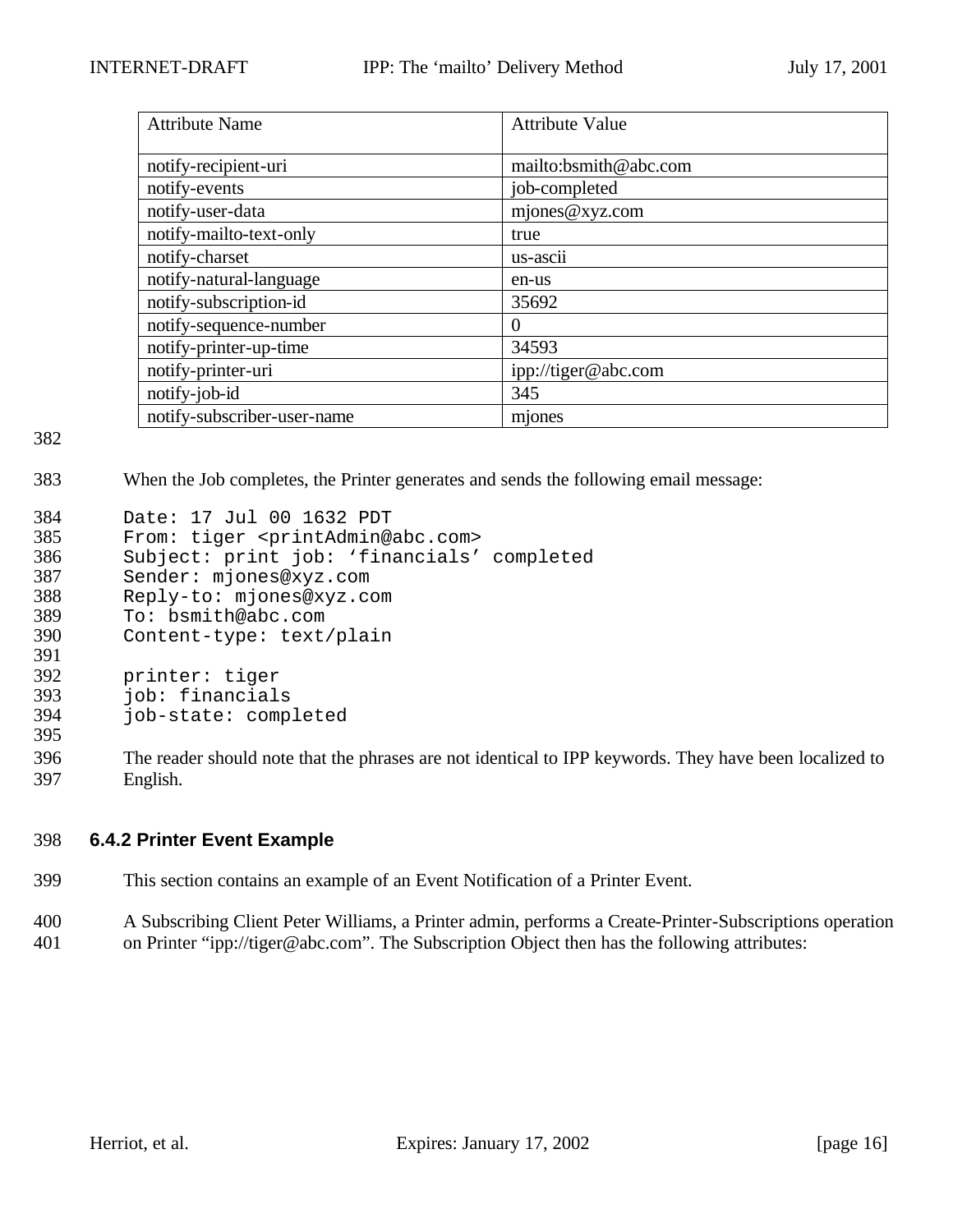| Attribute Name | Attribute Value |
|---|---|
| notify-recipient-uri | mailto:bsmith@abc.com |
| notify-events | job-completed |
| notify-user-data | mjones@xyz.com |
| notify-mailto-text-only | true |
| notify-charset | us-ascii |
| notify-natural-language | en-us |
| notify-subscription-id | 35692 |
| notify-sequence-number | 0 |
| notify-printer-up-time | 34593 |
| notify-printer-uri | ipp://tiger@abc.com |
| notify-job-id | 345 |
| notify-subscriber-user-name | mjones |

When the Job completes, the Printer generates and sends the following email message:

```
Date: 17 Jul 00 1632 PDT
From: tiger <printAdmin@abc.com>
Subject: print job: ‘financials’ completed
Sender: mjones@xyz.com
Reply-to: mjones@xyz.com
To: bsmith@abc.com
Content-type: text/plain

printer: tiger
job: financials
job-state: completed
```

The reader should note that the phrases are not identical to IPP keywords. They have been localized to English.

### 6.4.2 Printer Event Example

This section contains an example of an Event Notification of a Printer Event.

A Subscribing Client Peter Williams, a Printer admin, performs a Create-Printer-Subscriptions operation on Printer “ipp://tiger@abc.com”. The Subscription Object then has the following attributes: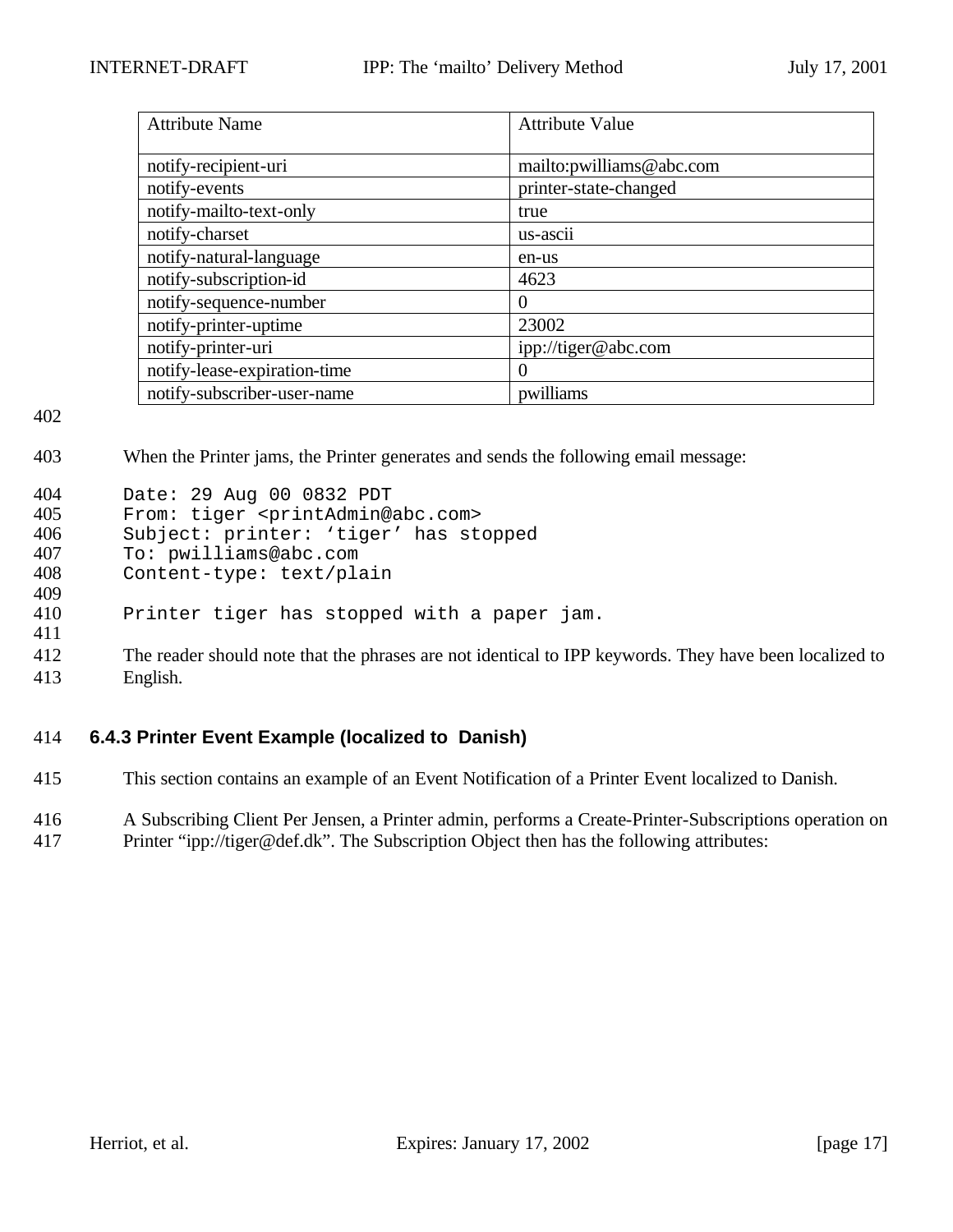| Attribute Name | Attribute Value |
|---|---|
| notify-recipient-uri | mailto:pwilliams@abc.com |
| notify-events | printer-state-changed |
| notify-mailto-text-only | true |
| notify-charset | us-ascii |
| notify-natural-language | en-us |
| notify-subscription-id | 4623 |
| notify-sequence-number | 0 |
| notify-printer-uptime | 23002 |
| notify-printer-uri | ipp://tiger@abc.com |
| notify-lease-expiration-time | 0 |
| notify-subscriber-user-name | pwilliams |

When the Printer jams, the Printer generates and sends the following email message:

```
Date: 29 Aug 00 0832 PDT
From: tiger <printAdmin@abc.com>
Subject: printer: ‘tiger’ has stopped
To: pwilliams@abc.com
Content-type: text/plain

Printer tiger has stopped with a paper jam.
```

The reader should note that the phrases are not identical to IPP keywords. They have been localized to English.

### 6.4.3 Printer Event Example (localized to Danish)

This section contains an example of an Event Notification of a Printer Event localized to Danish.

A Subscribing Client Per Jensen, a Printer admin, performs a Create-Printer-Subscriptions operation on Printer “ipp://tiger@def.dk”. The Subscription Object then has the following attributes: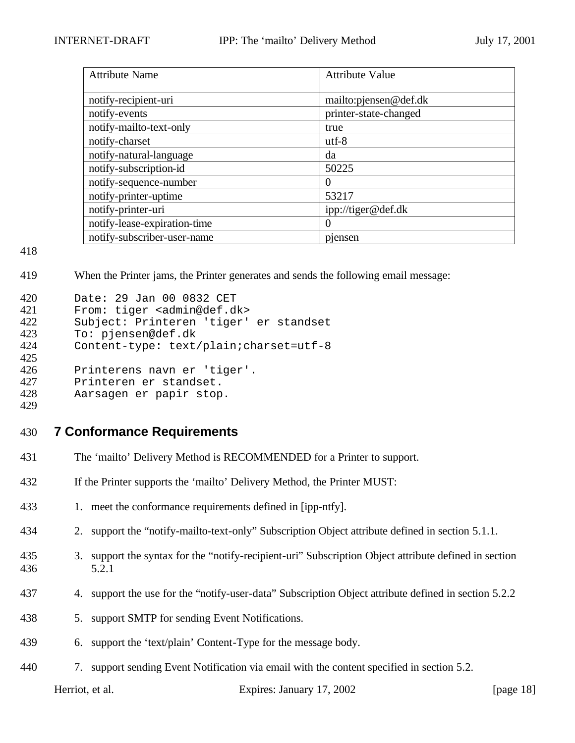| Attribute Name | Attribute Value |
|---|---|
| notify-recipient-uri | mailto:pjensen@def.dk |
| notify-events | printer-state-changed |
| notify-mailto-text-only | true |
| notify-charset | utf-8 |
| notify-natural-language | da |
| notify-subscription-id | 50225 |
| notify-sequence-number | 0 |
| notify-printer-uptime | 53217 |
| notify-printer-uri | ipp://tiger@def.dk |
| notify-lease-expiration-time | 0 |
| notify-subscriber-user-name | pjensen |

When the Printer jams, the Printer generates and sends the following email message:

```
Date: 29 Jan 00 0832 CET
From: tiger <admin@def.dk>
Subject: Printeren 'tiger' er standset
To: pjensen@def.dk
Content-type: text/plain;charset=utf-8

Printerens navn er 'tiger'.
Printeren er standset.
Aarsagen er papir stop.
```

## 7 Conformance Requirements

The ‘mailto’ Delivery Method is RECOMMENDED for a Printer to support.

If the Printer supports the ‘mailto’ Delivery Method, the Printer MUST:

1. meet the conformance requirements defined in [ipp-ntfy].
2. support the “notify-mailto-text-only” Subscription Object attribute defined in section 5.1.1.
3. support the syntax for the “notify-recipient-uri” Subscription Object attribute defined in section 5.2.1
4. support the use for the “notify-user-data” Subscription Object attribute defined in section 5.2.2
5. support SMTP for sending Event Notifications.
6. support the ‘text/plain’ Content-Type for the message body.
7. support sending Event Notification via email with the content specified in section 5.2.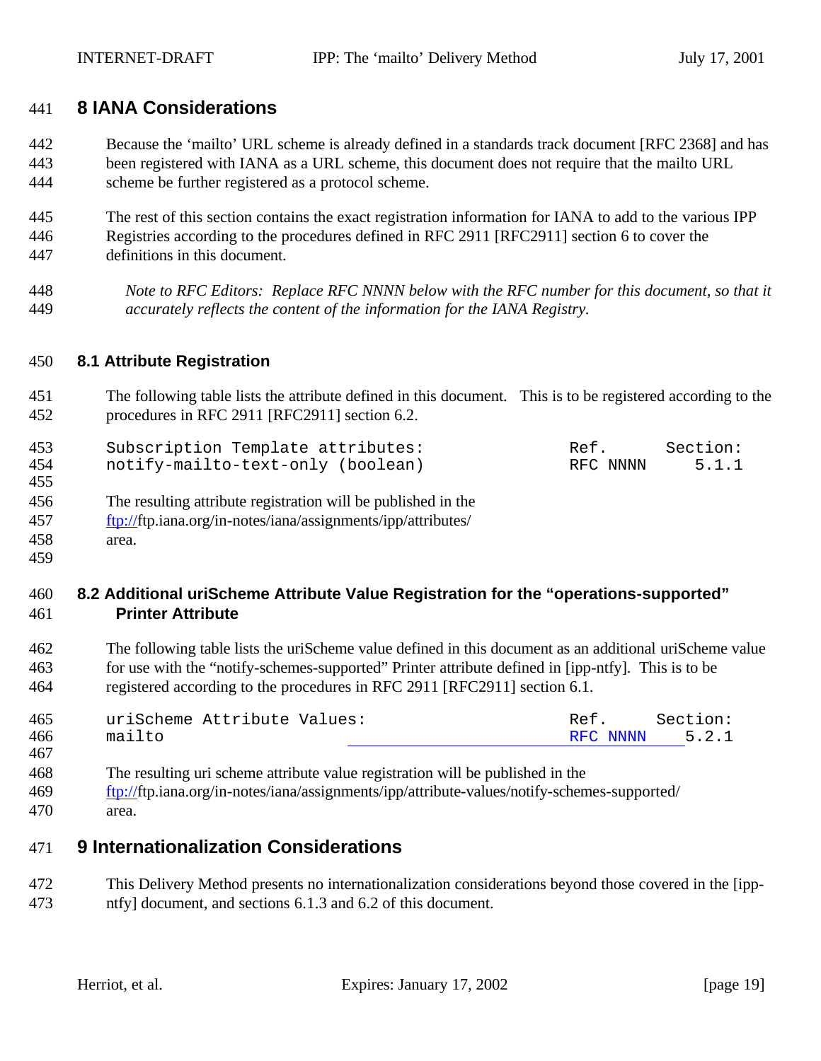# 8 IANA Considerations

Because the 'mailto' URL scheme is already defined in a standards track document [RFC 2368] and has been registered with IANA as a URL scheme, this document does not require that the mailto URL scheme be further registered as a protocol scheme.

The rest of this section contains the exact registration information for IANA to add to the various IPP Registries according to the procedures defined in RFC 2911 [RFC2911] section 6 to cover the definitions in this document.

*Note to RFC Editors: Replace RFC NNNN below with the RFC number for this document, so that it accurately reflects the content of the information for the IANA Registry.*

## 8.1 Attribute Registration

The following table lists the attribute defined in this document. This is to be registered according to the procedures in RFC 2911 [RFC2911] section 6.2.

```
Subscription Template attributes:              Ref.      Section:
notify-mailto-text-only (boolean)              RFC NNNN     5.1.1
```

The resulting attribute registration will be published in the ftp://ftp.iana.org/in-notes/iana/assignments/ipp/attributes/ area.

## 8.2 Additional uriScheme Attribute Value Registration for the "operations-supported" Printer Attribute

The following table lists the uriScheme value defined in this document as an additional uriScheme value for use with the "notify-schemes-supported" Printer attribute defined in [ipp-ntfy]. This is to be registered according to the procedures in RFC 2911 [RFC2911] section 6.1.

```
uriScheme Attribute Values:                    Ref.     Section:
mailto                                         RFC NNNN    5.2.1
```

The resulting uri scheme attribute value registration will be published in the ftp://ftp.iana.org/in-notes/iana/assignments/ipp/attribute-values/notify-schemes-supported/ area.

# 9 Internationalization Considerations

This Delivery Method presents no internationalization considerations beyond those covered in the [ipp-ntfy] document, and sections 6.1.3 and 6.2 of this document.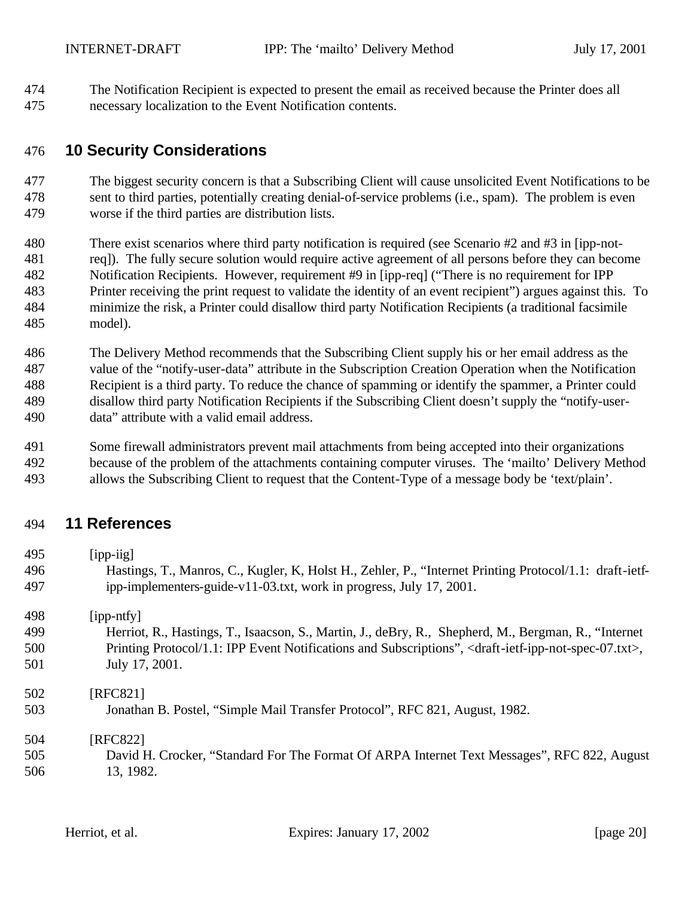The Notification Recipient is expected to present the email as received because the Printer does all necessary localization to the Event Notification contents.

# 10 Security Considerations

The biggest security concern is that a Subscribing Client will cause unsolicited Event Notifications to be sent to third parties, potentially creating denial-of-service problems (i.e., spam). The problem is even worse if the third parties are distribution lists.

There exist scenarios where third party notification is required (see Scenario #2 and #3 in [ipp-not-req]). The fully secure solution would require active agreement of all persons before they can become Notification Recipients. However, requirement #9 in [ipp-req] ("There is no requirement for IPP Printer receiving the print request to validate the identity of an event recipient") argues against this. To minimize the risk, a Printer could disallow third party Notification Recipients (a traditional facsimile model).

The Delivery Method recommends that the Subscribing Client supply his or her email address as the value of the "notify-user-data" attribute in the Subscription Creation Operation when the Notification Recipient is a third party. To reduce the chance of spamming or identify the spammer, a Printer could disallow third party Notification Recipients if the Subscribing Client doesn't supply the "notify-user-data" attribute with a valid email address.

Some firewall administrators prevent mail attachments from being accepted into their organizations because of the problem of the attachments containing computer viruses. The 'mailto' Delivery Method allows the Subscribing Client to request that the Content-Type of a message body be 'text/plain'.

# 11 References

[ipp-iig]
Hastings, T., Manros, C., Kugler, K, Holst H., Zehler, P., "Internet Printing Protocol/1.1: draft-ietf-ipp-implementers-guide-v11-03.txt, work in progress, July 17, 2001.

[ipp-ntfy]
Herriot, R., Hastings, T., Isaacson, S., Martin, J., deBry, R., Shepherd, M., Bergman, R., "Internet Printing Protocol/1.1: IPP Event Notifications and Subscriptions", <draft-ietf-ipp-not-spec-07.txt>, July 17, 2001.

[RFC821]
Jonathan B. Postel, "Simple Mail Transfer Protocol", RFC 821, August, 1982.

[RFC822]
David H. Crocker, "Standard For The Format Of ARPA Internet Text Messages", RFC 822, August 13, 1982.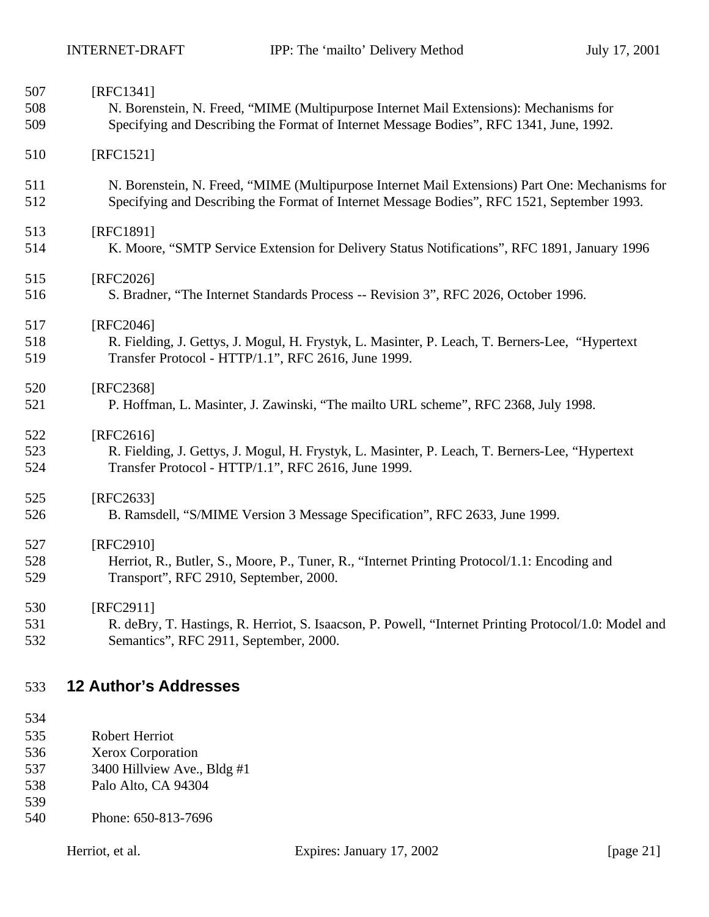[RFC1341]
N. Borenstein, N. Freed, "MIME (Multipurpose Internet Mail Extensions): Mechanisms for Specifying and Describing the Format of Internet Message Bodies", RFC 1341, June, 1992.

[RFC1521]

N. Borenstein, N. Freed, "MIME (Multipurpose Internet Mail Extensions) Part One: Mechanisms for Specifying and Describing the Format of Internet Message Bodies", RFC 1521, September 1993.

[RFC1891]
K. Moore, "SMTP Service Extension for Delivery Status Notifications", RFC 1891, January 1996

[RFC2026]
S. Bradner, "The Internet Standards Process -- Revision 3", RFC 2026, October 1996.

[RFC2046]
R. Fielding, J. Gettys, J. Mogul, H. Frystyk, L. Masinter, P. Leach, T. Berners-Lee, "Hypertext Transfer Protocol - HTTP/1.1", RFC 2616, June 1999.

[RFC2368]
P. Hoffman, L. Masinter, J. Zawinski, "The mailto URL scheme", RFC 2368, July 1998.

[RFC2616]
R. Fielding, J. Gettys, J. Mogul, H. Frystyk, L. Masinter, P. Leach, T. Berners-Lee, "Hypertext Transfer Protocol - HTTP/1.1", RFC 2616, June 1999.

[RFC2633]
B. Ramsdell, "S/MIME Version 3 Message Specification", RFC 2633, June 1999.

[RFC2910]
Herriot, R., Butler, S., Moore, P., Tuner, R., "Internet Printing Protocol/1.1: Encoding and Transport", RFC 2910, September, 2000.

[RFC2911]
R. deBry, T. Hastings, R. Herriot, S. Isaacson, P. Powell, "Internet Printing Protocol/1.0: Model and Semantics", RFC 2911, September, 2000.

## 12 Author's Addresses

Robert Herriot
Xerox Corporation
3400 Hillview Ave., Bldg #1
Palo Alto, CA 94304

Phone: 650-813-7696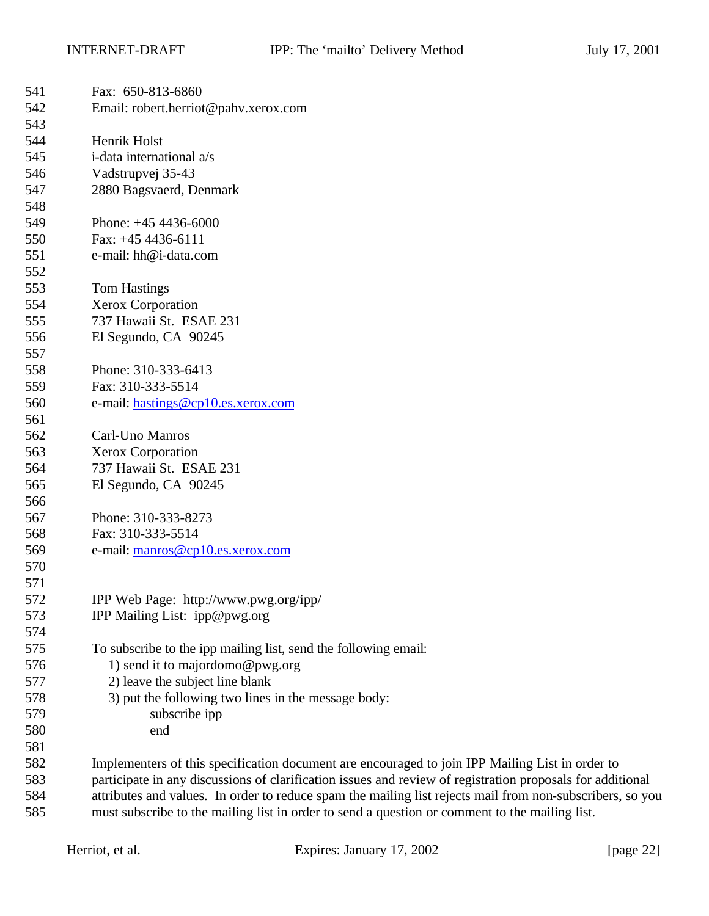Fax: 650-813-6860
Email: robert.herriot@pahv.xerox.com

Henrik Holst
i-data international a/s
Vadstrupvej 35-43
2880 Bagsvaerd, Denmark

Phone: +45 4436-6000
Fax: +45 4436-6111
e-mail: hh@i-data.com

Tom Hastings
Xerox Corporation
737 Hawaii St. ESAE 231
El Segundo, CA 90245

Phone: 310-333-6413
Fax: 310-333-5514
e-mail: hastings@cp10.es.xerox.com

Carl-Uno Manros
Xerox Corporation
737 Hawaii St. ESAE 231
El Segundo, CA 90245

Phone: 310-333-8273
Fax: 310-333-5514
e-mail: manros@cp10.es.xerox.com

IPP Web Page: http://www.pwg.org/ipp/
IPP Mailing List: ipp@pwg.org

To subscribe to the ipp mailing list, send the following email:

1) send it to majordomo@pwg.org
2) leave the subject line blank
3) put the following two lines in the message body:

```
subscribe ipp
end
```

Implementers of this specification document are encouraged to join IPP Mailing List in order to participate in any discussions of clarification issues and review of registration proposals for additional attributes and values. In order to reduce spam the mailing list rejects mail from non-subscribers, so you must subscribe to the mailing list in order to send a question or comment to the mailing list.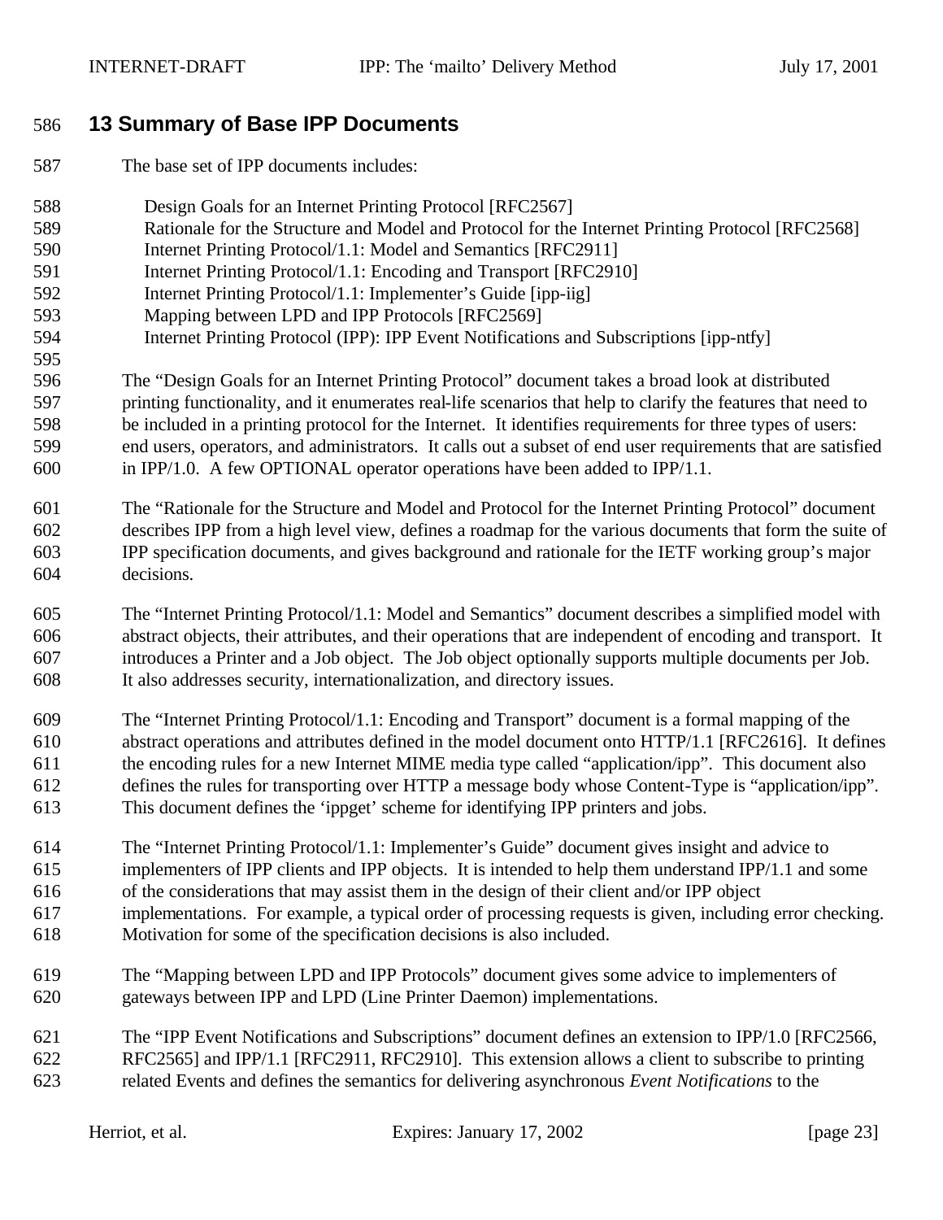# 13 Summary of Base IPP Documents

The base set of IPP documents includes:

Design Goals for an Internet Printing Protocol [RFC2567]
Rationale for the Structure and Model and Protocol for the Internet Printing Protocol [RFC2568]
Internet Printing Protocol/1.1: Model and Semantics [RFC2911]
Internet Printing Protocol/1.1: Encoding and Transport [RFC2910]
Internet Printing Protocol/1.1: Implementer's Guide [ipp-iig]
Mapping between LPD and IPP Protocols [RFC2569]
Internet Printing Protocol (IPP): IPP Event Notifications and Subscriptions [ipp-ntfy]

The "Design Goals for an Internet Printing Protocol" document takes a broad look at distributed printing functionality, and it enumerates real-life scenarios that help to clarify the features that need to be included in a printing protocol for the Internet. It identifies requirements for three types of users: end users, operators, and administrators. It calls out a subset of end user requirements that are satisfied in IPP/1.0. A few OPTIONAL operator operations have been added to IPP/1.1.

The "Rationale for the Structure and Model and Protocol for the Internet Printing Protocol" document describes IPP from a high level view, defines a roadmap for the various documents that form the suite of IPP specification documents, and gives background and rationale for the IETF working group's major decisions.

The "Internet Printing Protocol/1.1: Model and Semantics" document describes a simplified model with abstract objects, their attributes, and their operations that are independent of encoding and transport. It introduces a Printer and a Job object. The Job object optionally supports multiple documents per Job. It also addresses security, internationalization, and directory issues.

The "Internet Printing Protocol/1.1: Encoding and Transport" document is a formal mapping of the abstract operations and attributes defined in the model document onto HTTP/1.1 [RFC2616]. It defines the encoding rules for a new Internet MIME media type called "application/ipp". This document also defines the rules for transporting over HTTP a message body whose Content-Type is "application/ipp". This document defines the 'ippget' scheme for identifying IPP printers and jobs.

The "Internet Printing Protocol/1.1: Implementer's Guide" document gives insight and advice to implementers of IPP clients and IPP objects. It is intended to help them understand IPP/1.1 and some of the considerations that may assist them in the design of their client and/or IPP object implementations. For example, a typical order of processing requests is given, including error checking. Motivation for some of the specification decisions is also included.

The "Mapping between LPD and IPP Protocols" document gives some advice to implementers of gateways between IPP and LPD (Line Printer Daemon) implementations.

The "IPP Event Notifications and Subscriptions" document defines an extension to IPP/1.0 [RFC2566, RFC2565] and IPP/1.1 [RFC2911, RFC2910]. This extension allows a client to subscribe to printing related Events and defines the semantics for delivering asynchronous *Event Notifications* to the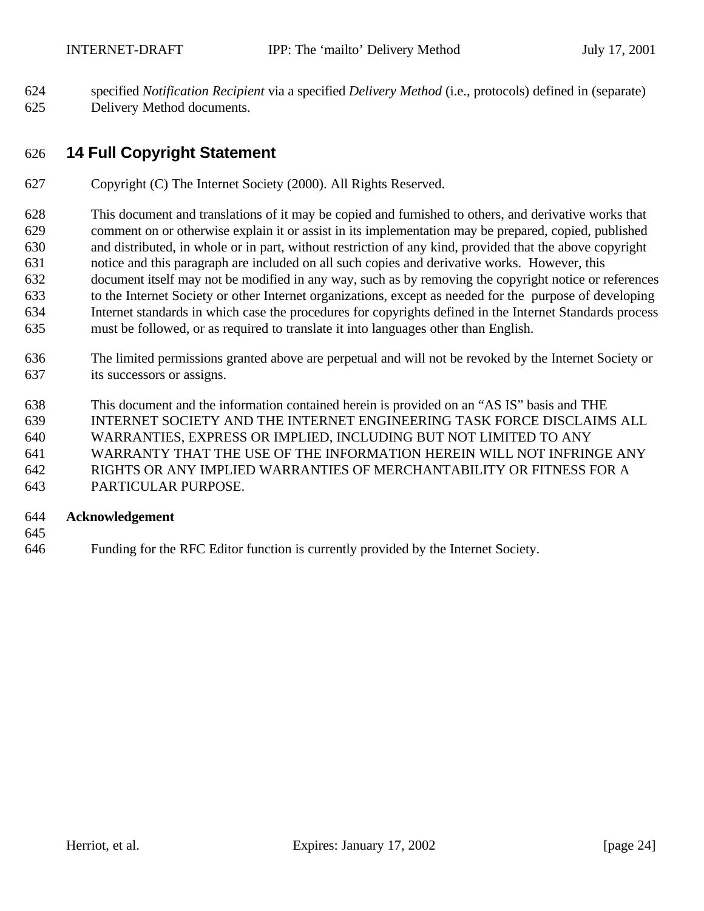specified *Notification Recipient* via a specified *Delivery Method* (i.e., protocols) defined in (separate) Delivery Method documents.

# 14 Full Copyright Statement

Copyright (C) The Internet Society (2000). All Rights Reserved.

This document and translations of it may be copied and furnished to others, and derivative works that comment on or otherwise explain it or assist in its implementation may be prepared, copied, published and distributed, in whole or in part, without restriction of any kind, provided that the above copyright notice and this paragraph are included on all such copies and derivative works. However, this document itself may not be modified in any way, such as by removing the copyright notice or references to the Internet Society or other Internet organizations, except as needed for the purpose of developing Internet standards in which case the procedures for copyrights defined in the Internet Standards process must be followed, or as required to translate it into languages other than English.

The limited permissions granted above are perpetual and will not be revoked by the Internet Society or its successors or assigns.

This document and the information contained herein is provided on an “AS IS” basis and THE INTERNET SOCIETY AND THE INTERNET ENGINEERING TASK FORCE DISCLAIMS ALL WARRANTIES, EXPRESS OR IMPLIED, INCLUDING BUT NOT LIMITED TO ANY WARRANTY THAT THE USE OF THE INFORMATION HEREIN WILL NOT INFRINGE ANY RIGHTS OR ANY IMPLIED WARRANTIES OF MERCHANTABILITY OR FITNESS FOR A PARTICULAR PURPOSE.

**Acknowledgement**

Funding for the RFC Editor function is currently provided by the Internet Society.